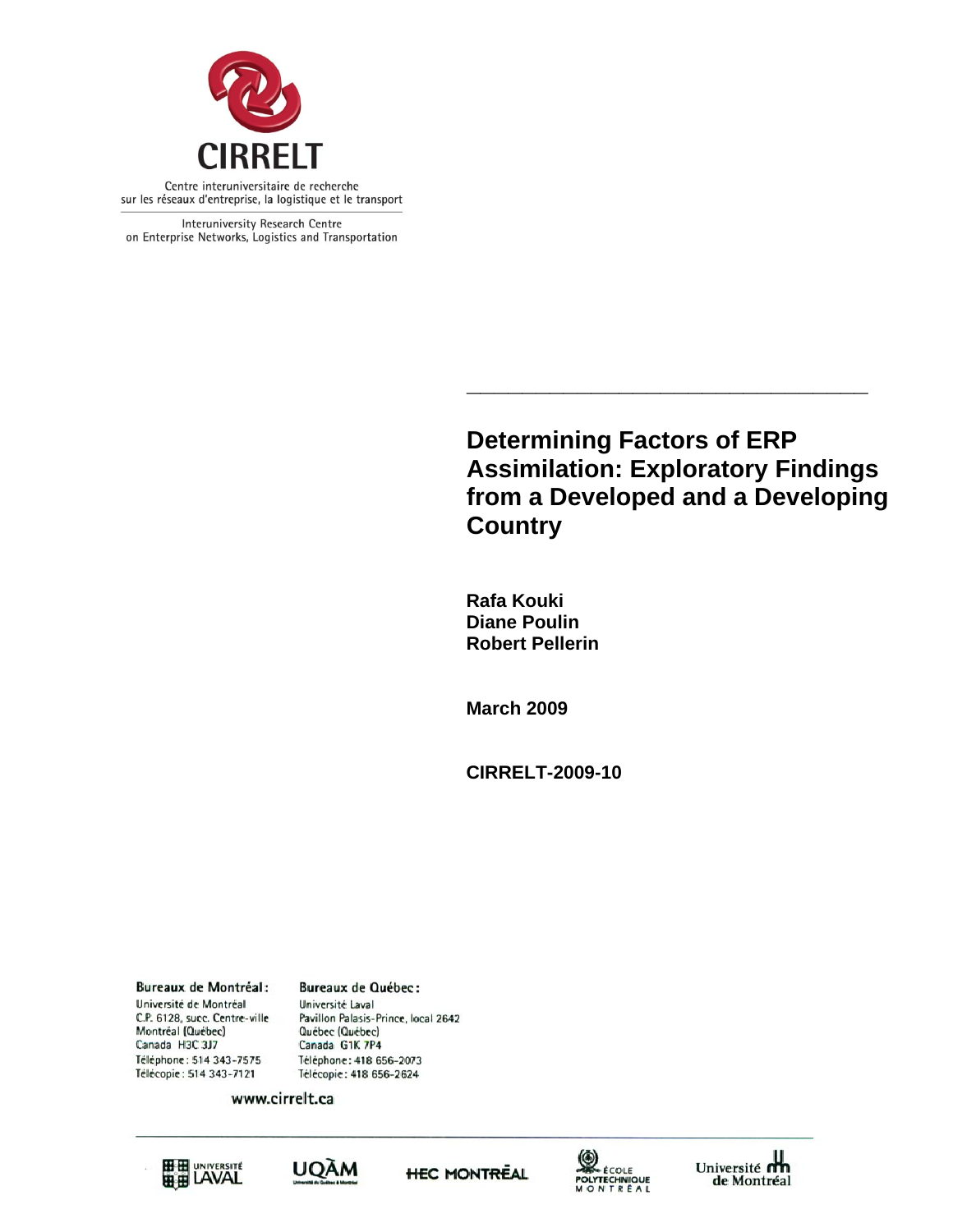CIRRELT

Centre interuniversitaire de recherche sur les réseaux d'entreprise, la logistique et le transport

Interuniversity Research Centre on Enterprise Networks, Logistics and Transportation

# Determining Factors of ERP Assimilation: Exploratory Findings from a Developed and a Developing Country

**Rafa Kouki**
**Diane Poulin**
**Robert Pellerin**

**March 2009**

**CIRRELT-2009-10**

**Bureaux de Montréal :**
Université de Montréal
C.P. 6128, succ. Centre-ville
Montréal (Québec)
Canada H3C 3J7
Téléphone : 514 343-7575
Télécopie : 514 343-7121

**Bureaux de Québec :**
Université Laval
Pavillon Palasis-Prince, local 2642
Québec (Québec)
Canada G1K 7P4
Téléphone : 418 656-2073
Télécopie : 418 656-2624

www.cirrelt.ca

Université Laval | UQÀM | HEC Montréal | École Polytechnique Montréal | Université de Montréal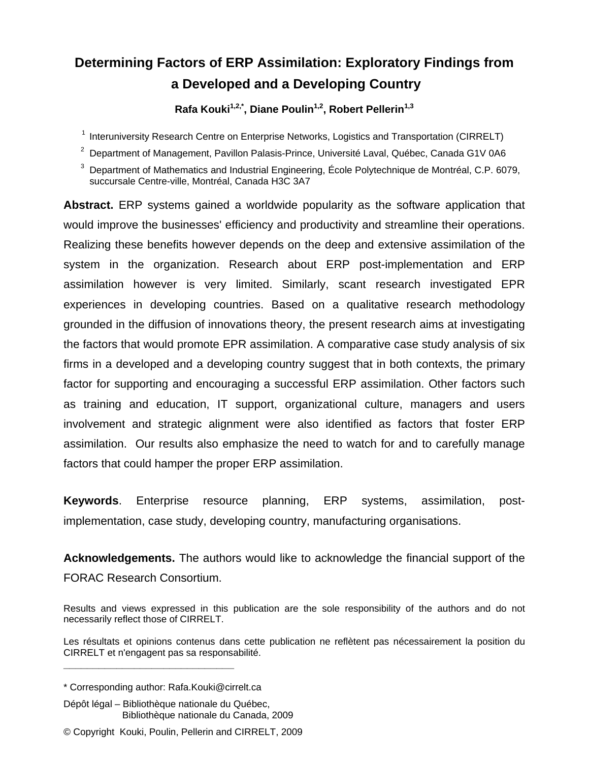# Determining Factors of ERP Assimilation: Exploratory Findings from a Developed and a Developing Country

**Rafa Kouki[1,2,*], Diane Poulin[1,2], Robert Pellerin[1,3]**

[1] Interuniversity Research Centre on Enterprise Networks, Logistics and Transportation (CIRRELT)

[2] Department of Management, Pavillon Palasis-Prince, Université Laval, Québec, Canada G1V 0A6

[3] Department of Mathematics and Industrial Engineering, École Polytechnique de Montréal, C.P. 6079, succursale Centre-ville, Montréal, Canada H3C 3A7

**Abstract.** ERP systems gained a worldwide popularity as the software application that would improve the businesses' efficiency and productivity and streamline their operations. Realizing these benefits however depends on the deep and extensive assimilation of the system in the organization. Research about ERP post-implementation and ERP assimilation however is very limited. Similarly, scant research investigated EPR experiences in developing countries. Based on a qualitative research methodology grounded in the diffusion of innovations theory, the present research aims at investigating the factors that would promote EPR assimilation. A comparative case study analysis of six firms in a developed and a developing country suggest that in both contexts, the primary factor for supporting and encouraging a successful ERP assimilation. Other factors such as training and education, IT support, organizational culture, managers and users involvement and strategic alignment were also identified as factors that foster ERP assimilation. Our results also emphasize the need to watch for and to carefully manage factors that could hamper the proper ERP assimilation.

**Keywords**. Enterprise resource planning, ERP systems, assimilation, post-implementation, case study, developing country, manufacturing organisations.

**Acknowledgements.** The authors would like to acknowledge the financial support of the FORAC Research Consortium.

Results and views expressed in this publication are the sole responsibility of the authors and do not necessarily reflect those of CIRRELT.

Les résultats et opinions contenus dans cette publication ne reflètent pas nécessairement la position du CIRRELT et n'engagent pas sa responsabilité.

---

* Corresponding author: Rafa.Kouki@cirrelt.ca

Dépôt légal – Bibliothèque nationale du Québec,
Bibliothèque nationale du Canada, 2009

© Copyright Kouki, Poulin, Pellerin and CIRRELT, 2009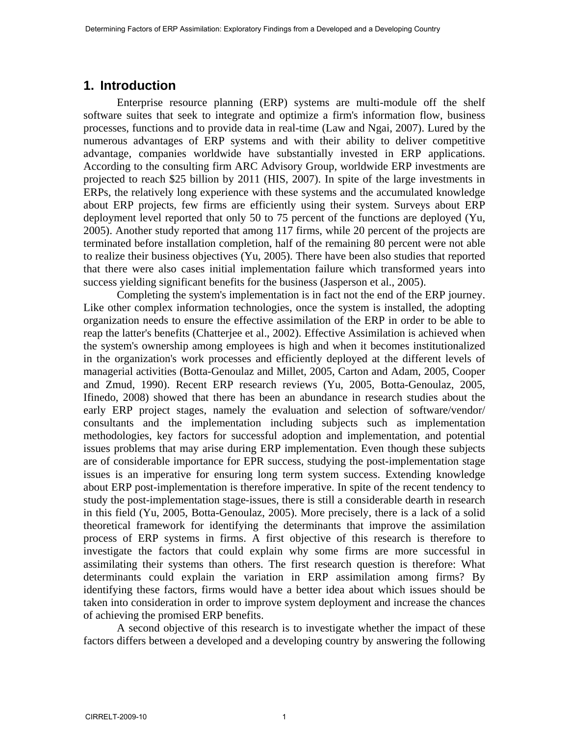## 1. Introduction

Enterprise resource planning (ERP) systems are multi-module off the shelf software suites that seek to integrate and optimize a firm's information flow, business processes, functions and to provide data in real-time (Law and Ngai, 2007). Lured by the numerous advantages of ERP systems and with their ability to deliver competitive advantage, companies worldwide have substantially invested in ERP applications. According to the consulting firm ARC Advisory Group, worldwide ERP investments are projected to reach $25 billion by 2011 (HIS, 2007). In spite of the large investments in ERPs, the relatively long experience with these systems and the accumulated knowledge about ERP projects, few firms are efficiently using their system. Surveys about ERP deployment level reported that only 50 to 75 percent of the functions are deployed (Yu, 2005). Another study reported that among 117 firms, while 20 percent of the projects are terminated before installation completion, half of the remaining 80 percent were not able to realize their business objectives (Yu, 2005). There have been also studies that reported that there were also cases initial implementation failure which transformed years into success yielding significant benefits for the business (Jasperson et al., 2005).

Completing the system's implementation is in fact not the end of the ERP journey. Like other complex information technologies, once the system is installed, the adopting organization needs to ensure the effective assimilation of the ERP in order to be able to reap the latter's benefits (Chatterjee et al., 2002). Effective Assimilation is achieved when the system's ownership among employees is high and when it becomes institutionalized in the organization's work processes and efficiently deployed at the different levels of managerial activities (Botta-Genoulaz and Millet, 2005, Carton and Adam, 2005, Cooper and Zmud, 1990). Recent ERP research reviews (Yu, 2005, Botta-Genoulaz, 2005, Ifinedo, 2008) showed that there has been an abundance in research studies about the early ERP project stages, namely the evaluation and selection of software/vendor/ consultants and the implementation including subjects such as implementation methodologies, key factors for successful adoption and implementation, and potential issues problems that may arise during ERP implementation. Even though these subjects are of considerable importance for EPR success, studying the post-implementation stage issues is an imperative for ensuring long term system success. Extending knowledge about ERP post-implementation is therefore imperative. In spite of the recent tendency to study the post-implementation stage-issues, there is still a considerable dearth in research in this field (Yu, 2005, Botta-Genoulaz, 2005). More precisely, there is a lack of a solid theoretical framework for identifying the determinants that improve the assimilation process of ERP systems in firms. A first objective of this research is therefore to investigate the factors that could explain why some firms are more successful in assimilating their systems than others. The first research question is therefore: What determinants could explain the variation in ERP assimilation among firms? By identifying these factors, firms would have a better idea about which issues should be taken into consideration in order to improve system deployment and increase the chances of achieving the promised ERP benefits.

A second objective of this research is to investigate whether the impact of these factors differs between a developed and a developing country by answering the following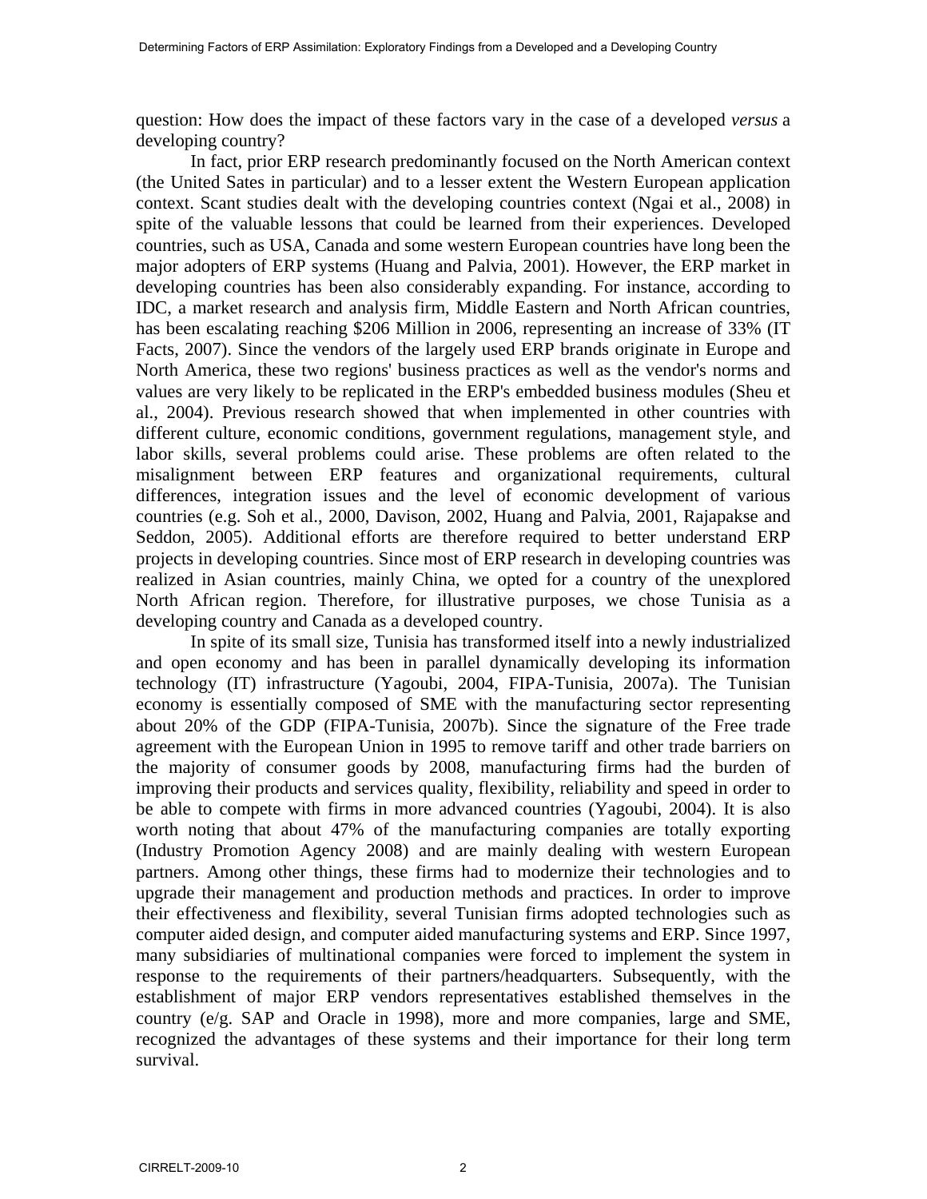question: How does the impact of these factors vary in the case of a developed *versus* a developing country?

In fact, prior ERP research predominantly focused on the North American context (the United Sates in particular) and to a lesser extent the Western European application context. Scant studies dealt with the developing countries context (Ngai et al., 2008) in spite of the valuable lessons that could be learned from their experiences. Developed countries, such as USA, Canada and some western European countries have long been the major adopters of ERP systems (Huang and Palvia, 2001). However, the ERP market in developing countries has been also considerably expanding. For instance, according to IDC, a market research and analysis firm, Middle Eastern and North African countries, has been escalating reaching $206 Million in 2006, representing an increase of 33% (IT Facts, 2007). Since the vendors of the largely used ERP brands originate in Europe and North America, these two regions' business practices as well as the vendor's norms and values are very likely to be replicated in the ERP's embedded business modules (Sheu et al., 2004). Previous research showed that when implemented in other countries with different culture, economic conditions, government regulations, management style, and labor skills, several problems could arise. These problems are often related to the misalignment between ERP features and organizational requirements, cultural differences, integration issues and the level of economic development of various countries (e.g. Soh et al., 2000, Davison, 2002, Huang and Palvia, 2001, Rajapakse and Seddon, 2005). Additional efforts are therefore required to better understand ERP projects in developing countries. Since most of ERP research in developing countries was realized in Asian countries, mainly China, we opted for a country of the unexplored North African region. Therefore, for illustrative purposes, we chose Tunisia as a developing country and Canada as a developed country.

In spite of its small size, Tunisia has transformed itself into a newly industrialized and open economy and has been in parallel dynamically developing its information technology (IT) infrastructure (Yagoubi, 2004, FIPA-Tunisia, 2007a). The Tunisian economy is essentially composed of SME with the manufacturing sector representing about 20% of the GDP (FIPA-Tunisia, 2007b). Since the signature of the Free trade agreement with the European Union in 1995 to remove tariff and other trade barriers on the majority of consumer goods by 2008, manufacturing firms had the burden of improving their products and services quality, flexibility, reliability and speed in order to be able to compete with firms in more advanced countries (Yagoubi, 2004). It is also worth noting that about 47% of the manufacturing companies are totally exporting (Industry Promotion Agency 2008) and are mainly dealing with western European partners. Among other things, these firms had to modernize their technologies and to upgrade their management and production methods and practices. In order to improve their effectiveness and flexibility, several Tunisian firms adopted technologies such as computer aided design, and computer aided manufacturing systems and ERP. Since 1997, many subsidiaries of multinational companies were forced to implement the system in response to the requirements of their partners/headquarters. Subsequently, with the establishment of major ERP vendors representatives established themselves in the country (e/g. SAP and Oracle in 1998), more and more companies, large and SME, recognized the advantages of these systems and their importance for their long term survival.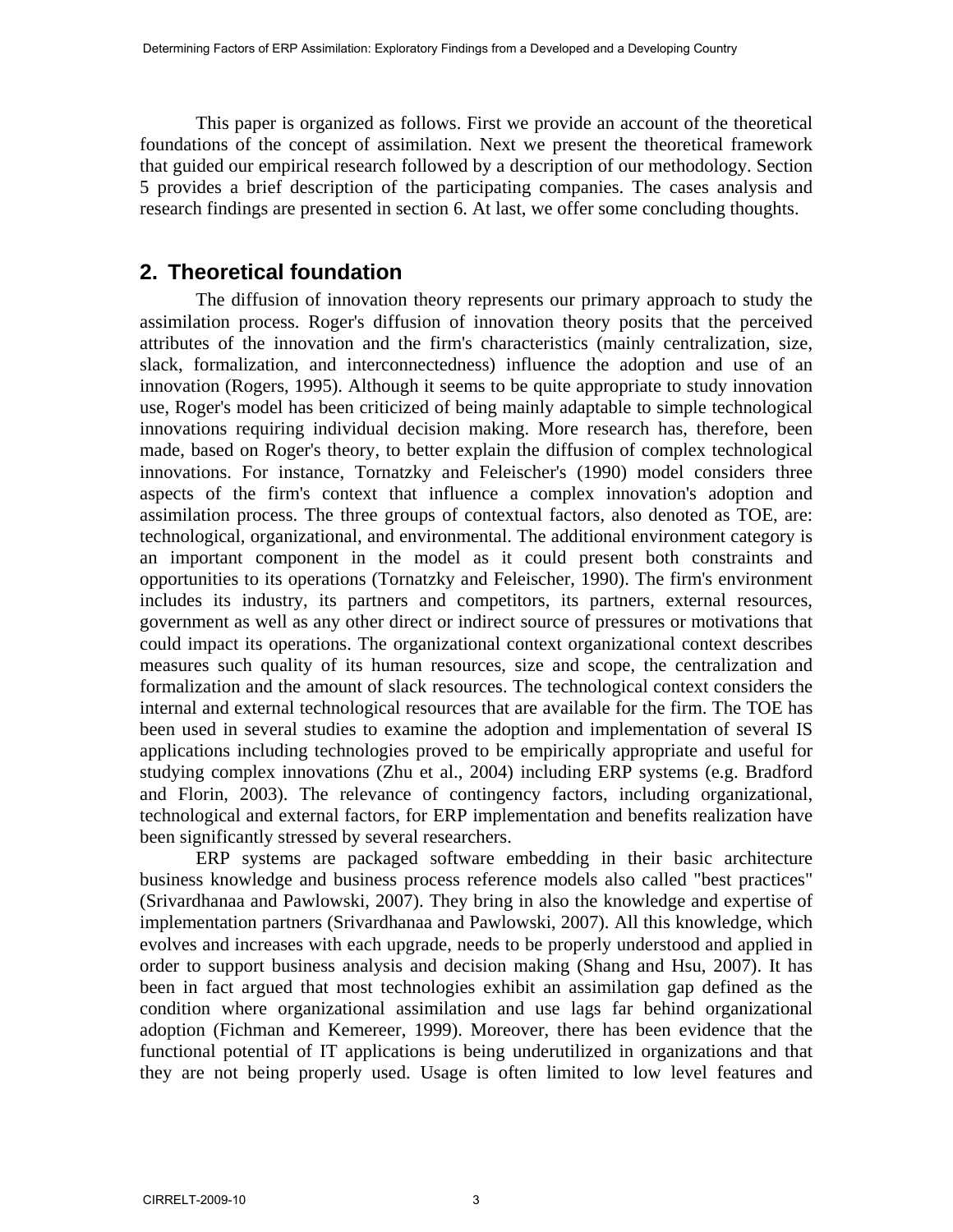This paper is organized as follows. First we provide an account of the theoretical foundations of the concept of assimilation. Next we present the theoretical framework that guided our empirical research followed by a description of our methodology. Section 5 provides a brief description of the participating companies. The cases analysis and research findings are presented in section 6. At last, we offer some concluding thoughts.

## 2. Theoretical foundation

The diffusion of innovation theory represents our primary approach to study the assimilation process. Roger's diffusion of innovation theory posits that the perceived attributes of the innovation and the firm's characteristics (mainly centralization, size, slack, formalization, and interconnectedness) influence the adoption and use of an innovation (Rogers, 1995). Although it seems to be quite appropriate to study innovation use, Roger's model has been criticized of being mainly adaptable to simple technological innovations requiring individual decision making. More research has, therefore, been made, based on Roger's theory, to better explain the diffusion of complex technological innovations. For instance, Tornatzky and Feleischer's (1990) model considers three aspects of the firm's context that influence a complex innovation's adoption and assimilation process. The three groups of contextual factors, also denoted as TOE, are: technological, organizational, and environmental. The additional environment category is an important component in the model as it could present both constraints and opportunities to its operations (Tornatzky and Feleischer, 1990). The firm's environment includes its industry, its partners and competitors, its partners, external resources, government as well as any other direct or indirect source of pressures or motivations that could impact its operations. The organizational context organizational context describes measures such quality of its human resources, size and scope, the centralization and formalization and the amount of slack resources. The technological context considers the internal and external technological resources that are available for the firm. The TOE has been used in several studies to examine the adoption and implementation of several IS applications including technologies proved to be empirically appropriate and useful for studying complex innovations (Zhu et al., 2004) including ERP systems (e.g. Bradford and Florin, 2003). The relevance of contingency factors, including organizational, technological and external factors, for ERP implementation and benefits realization have been significantly stressed by several researchers.

ERP systems are packaged software embedding in their basic architecture business knowledge and business process reference models also called "best practices" (Srivardhanaa and Pawlowski, 2007). They bring in also the knowledge and expertise of implementation partners (Srivardhanaa and Pawlowski, 2007). All this knowledge, which evolves and increases with each upgrade, needs to be properly understood and applied in order to support business analysis and decision making (Shang and Hsu, 2007). It has been in fact argued that most technologies exhibit an assimilation gap defined as the condition where organizational assimilation and use lags far behind organizational adoption (Fichman and Kemereer, 1999). Moreover, there has been evidence that the functional potential of IT applications is being underutilized in organizations and that they are not being properly used. Usage is often limited to low level features and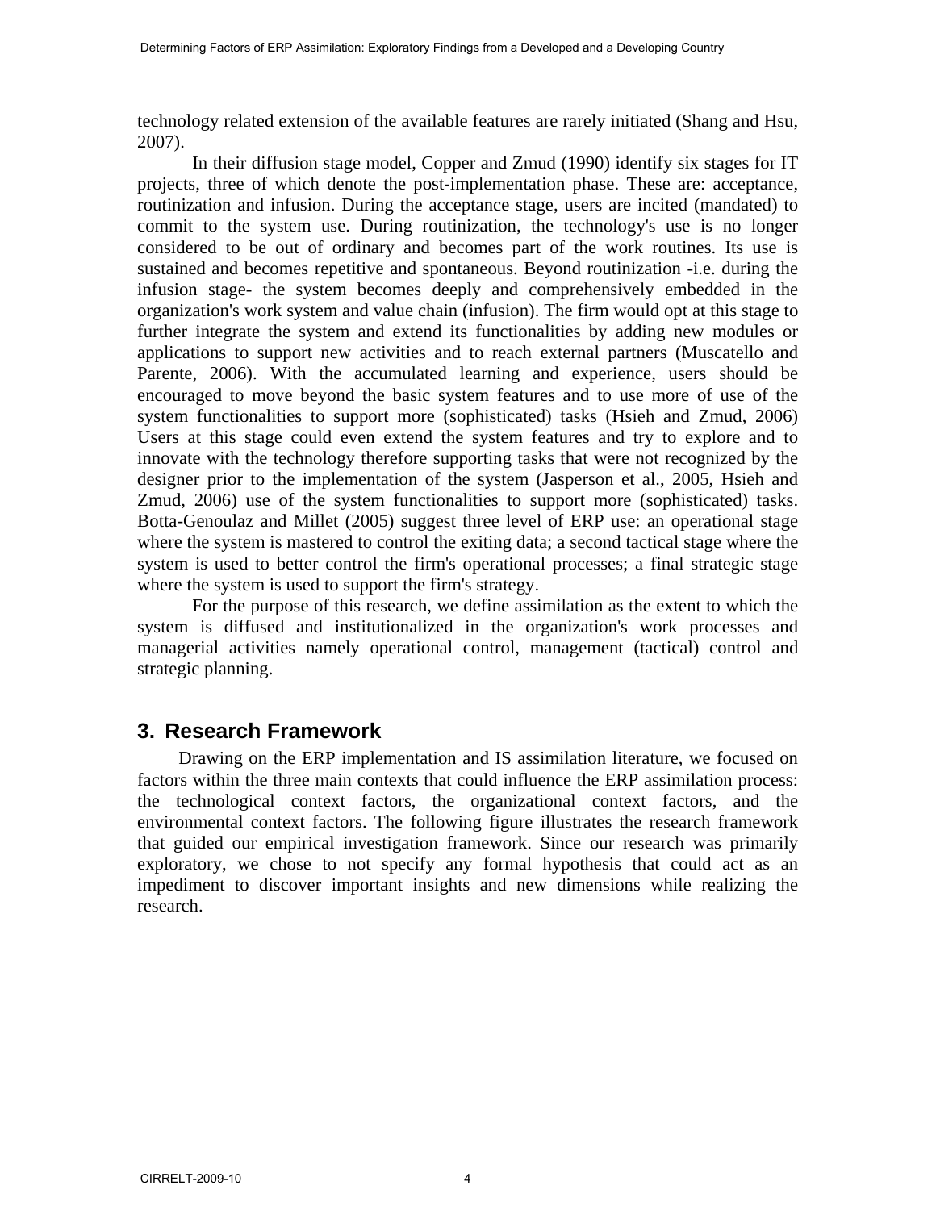technology related extension of the available features are rarely initiated (Shang and Hsu, 2007).

In their diffusion stage model, Copper and Zmud (1990) identify six stages for IT projects, three of which denote the post-implementation phase. These are: acceptance, routinization and infusion. During the acceptance stage, users are incited (mandated) to commit to the system use. During routinization, the technology's use is no longer considered to be out of ordinary and becomes part of the work routines. Its use is sustained and becomes repetitive and spontaneous. Beyond routinization -i.e. during the infusion stage- the system becomes deeply and comprehensively embedded in the organization's work system and value chain (infusion). The firm would opt at this stage to further integrate the system and extend its functionalities by adding new modules or applications to support new activities and to reach external partners (Muscatello and Parente, 2006). With the accumulated learning and experience, users should be encouraged to move beyond the basic system features and to use more of use of the system functionalities to support more (sophisticated) tasks (Hsieh and Zmud, 2006) Users at this stage could even extend the system features and try to explore and to innovate with the technology therefore supporting tasks that were not recognized by the designer prior to the implementation of the system (Jasperson et al., 2005, Hsieh and Zmud, 2006) use of the system functionalities to support more (sophisticated) tasks. Botta-Genoulaz and Millet (2005) suggest three level of ERP use: an operational stage where the system is mastered to control the exiting data; a second tactical stage where the system is used to better control the firm's operational processes; a final strategic stage where the system is used to support the firm's strategy.

For the purpose of this research, we define assimilation as the extent to which the system is diffused and institutionalized in the organization's work processes and managerial activities namely operational control, management (tactical) control and strategic planning.

## 3. Research Framework

Drawing on the ERP implementation and IS assimilation literature, we focused on factors within the three main contexts that could influence the ERP assimilation process: the technological context factors, the organizational context factors, and the environmental context factors. The following figure illustrates the research framework that guided our empirical investigation framework. Since our research was primarily exploratory, we chose to not specify any formal hypothesis that could act as an impediment to discover important insights and new dimensions while realizing the research.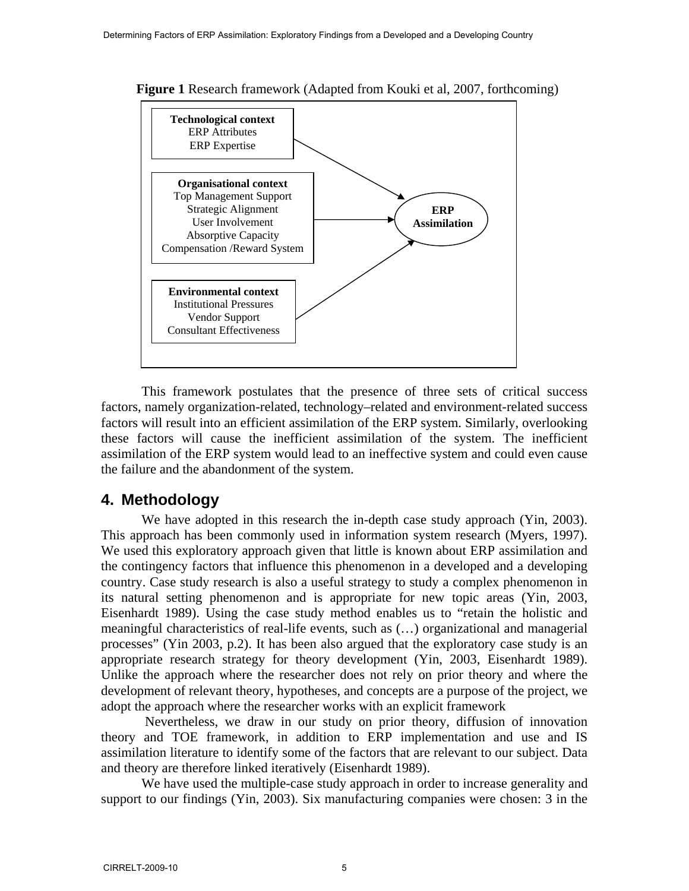**Figure 1** Research framework (Adapted from Kouki et al, 2007, forthcoming)

**Technological context**
ERP Attributes
ERP Expertise

**Organisational context**
Top Management Support
Strategic Alignment
User Involvement
Absorptive Capacity
Compensation /Reward System

**Environmental context**
Institutional Pressures
Vendor Support
Consultant Effectiveness

**ERP Assimilation**

This framework postulates that the presence of three sets of critical success factors, namely organization-related, technology–related and environment-related success factors will result into an efficient assimilation of the ERP system. Similarly, overlooking these factors will cause the inefficient assimilation of the system. The inefficient assimilation of the ERP system would lead to an ineffective system and could even cause the failure and the abandonment of the system.

## 4. Methodology

We have adopted in this research the in-depth case study approach (Yin, 2003). This approach has been commonly used in information system research (Myers, 1997). We used this exploratory approach given that little is known about ERP assimilation and the contingency factors that influence this phenomenon in a developed and a developing country. Case study research is also a useful strategy to study a complex phenomenon in its natural setting phenomenon and is appropriate for new topic areas (Yin, 2003, Eisenhardt 1989). Using the case study method enables us to "retain the holistic and meaningful characteristics of real-life events, such as (…) organizational and managerial processes" (Yin 2003, p.2). It has been also argued that the exploratory case study is an appropriate research strategy for theory development (Yin, 2003, Eisenhardt 1989). Unlike the approach where the researcher does not rely on prior theory and where the development of relevant theory, hypotheses, and concepts are a purpose of the project, we adopt the approach where the researcher works with an explicit framework

Nevertheless, we draw in our study on prior theory, diffusion of innovation theory and TOE framework, in addition to ERP implementation and use and IS assimilation literature to identify some of the factors that are relevant to our subject. Data and theory are therefore linked iteratively (Eisenhardt 1989).

We have used the multiple-case study approach in order to increase generality and support to our findings (Yin, 2003). Six manufacturing companies were chosen: 3 in the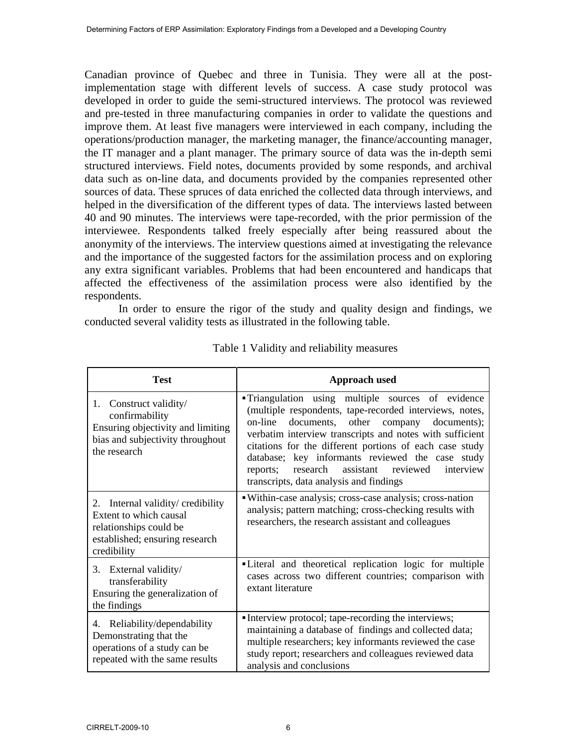Canadian province of Quebec and three in Tunisia. They were all at the post-implementation stage with different levels of success. A case study protocol was developed in order to guide the semi-structured interviews. The protocol was reviewed and pre-tested in three manufacturing companies in order to validate the questions and improve them. At least five managers were interviewed in each company, including the operations/production manager, the marketing manager, the finance/accounting manager, the IT manager and a plant manager. The primary source of data was the in-depth semi structured interviews. Field notes, documents provided by some responds, and archival data such as on-line data, and documents provided by the companies represented other sources of data. These spruces of data enriched the collected data through interviews, and helped in the diversification of the different types of data. The interviews lasted between 40 and 90 minutes. The interviews were tape-recorded, with the prior permission of the interviewee. Respondents talked freely especially after being reassured about the anonymity of the interviews. The interview questions aimed at investigating the relevance and the importance of the suggested factors for the assimilation process and on exploring any extra significant variables. Problems that had been encountered and handicaps that affected the effectiveness of the assimilation process were also identified by the respondents.

In order to ensure the rigor of the study and quality design and findings, we conducted several validity tests as illustrated in the following table.

Table 1 Validity and reliability measures

| Test | Approach used |
|---|---|
| 1. Construct validity/ confirmability<br>Ensuring objectivity and limiting bias and subjectivity throughout the research | ▪ Triangulation using multiple sources of evidence (multiple respondents, tape-recorded interviews, notes, on-line documents, other company documents); verbatim interview transcripts and notes with sufficient citations for the different portions of each case study database; key informants reviewed the case study reports; research assistant reviewed interview transcripts, data analysis and findings |
| 2. Internal validity/ credibility<br>Extent to which causal relationships could be established; ensuring research credibility | ▪ Within-case analysis; cross-case analysis; cross-nation analysis; pattern matching; cross-checking results with researchers, the research assistant and colleagues |
| 3. External validity/ transferability<br>Ensuring the generalization of the findings | ▪ Literal and theoretical replication logic for multiple cases across two different countries; comparison with extant literature |
| 4. Reliability/dependability<br>Demonstrating that the operations of a study can be repeated with the same results | ▪ Interview protocol; tape-recording the interviews; maintaining a database of findings and collected data; multiple researchers; key informants reviewed the case study report; researchers and colleagues reviewed data analysis and conclusions |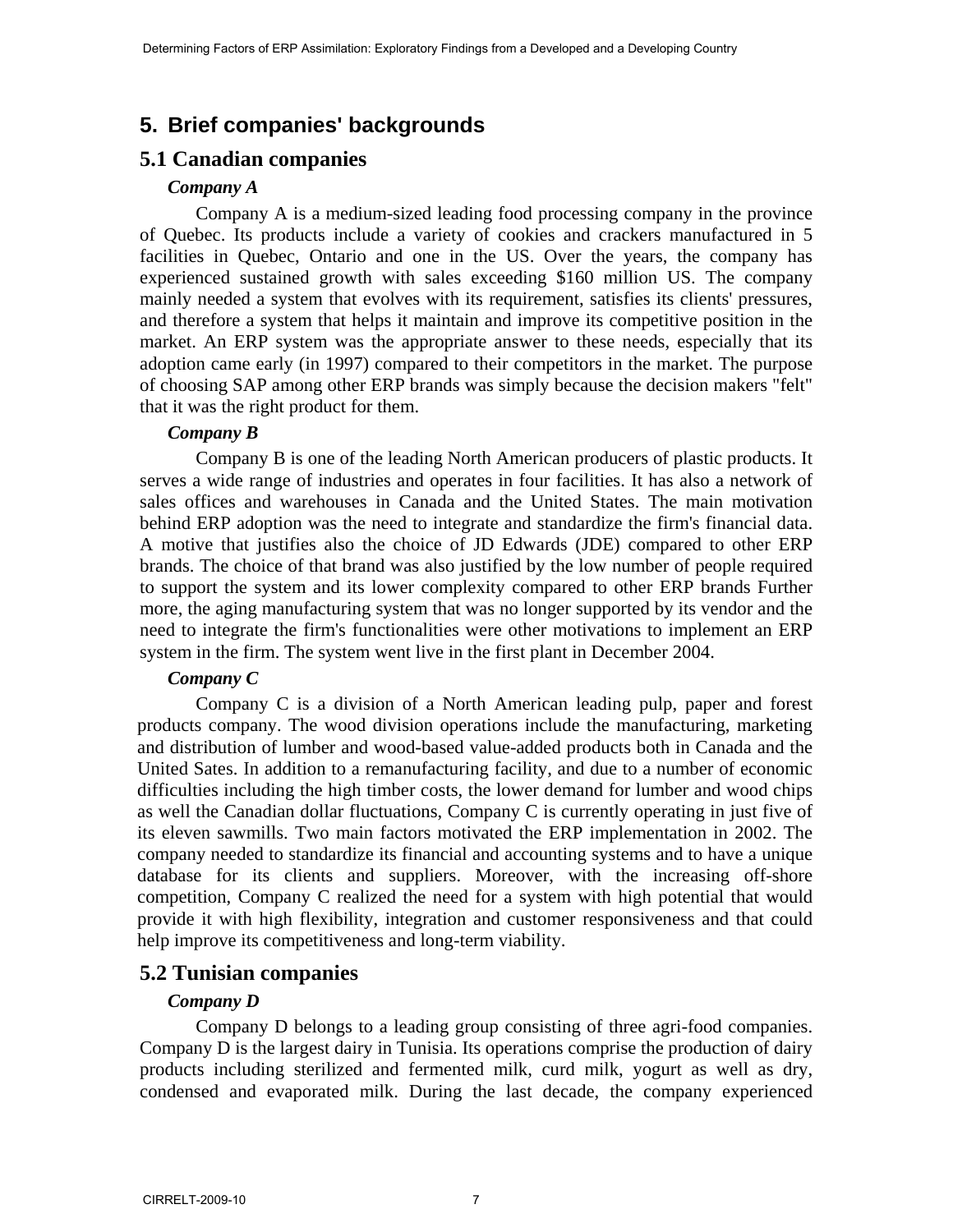## 5. Brief companies' backgrounds

### 5.1 Canadian companies

***Company A***

Company A is a medium-sized leading food processing company in the province of Quebec. Its products include a variety of cookies and crackers manufactured in 5 facilities in Quebec, Ontario and one in the US. Over the years, the company has experienced sustained growth with sales exceeding $160 million US. The company mainly needed a system that evolves with its requirement, satisfies its clients' pressures, and therefore a system that helps it maintain and improve its competitive position in the market. An ERP system was the appropriate answer to these needs, especially that its adoption came early (in 1997) compared to their competitors in the market. The purpose of choosing SAP among other ERP brands was simply because the decision makers "felt" that it was the right product for them.

***Company B***

Company B is one of the leading North American producers of plastic products. It serves a wide range of industries and operates in four facilities. It has also a network of sales offices and warehouses in Canada and the United States. The main motivation behind ERP adoption was the need to integrate and standardize the firm's financial data. A motive that justifies also the choice of JD Edwards (JDE) compared to other ERP brands. The choice of that brand was also justified by the low number of people required to support the system and its lower complexity compared to other ERP brands Further more, the aging manufacturing system that was no longer supported by its vendor and the need to integrate the firm's functionalities were other motivations to implement an ERP system in the firm. The system went live in the first plant in December 2004.

***Company C***

Company C is a division of a North American leading pulp, paper and forest products company. The wood division operations include the manufacturing, marketing and distribution of lumber and wood-based value-added products both in Canada and the United Sates. In addition to a remanufacturing facility, and due to a number of economic difficulties including the high timber costs, the lower demand for lumber and wood chips as well the Canadian dollar fluctuations, Company C is currently operating in just five of its eleven sawmills. Two main factors motivated the ERP implementation in 2002. The company needed to standardize its financial and accounting systems and to have a unique database for its clients and suppliers. Moreover, with the increasing off-shore competition, Company C realized the need for a system with high potential that would provide it with high flexibility, integration and customer responsiveness and that could help improve its competitiveness and long-term viability.

### 5.2 Tunisian companies

***Company D***

Company D belongs to a leading group consisting of three agri-food companies. Company D is the largest dairy in Tunisia. Its operations comprise the production of dairy products including sterilized and fermented milk, curd milk, yogurt as well as dry, condensed and evaporated milk. During the last decade, the company experienced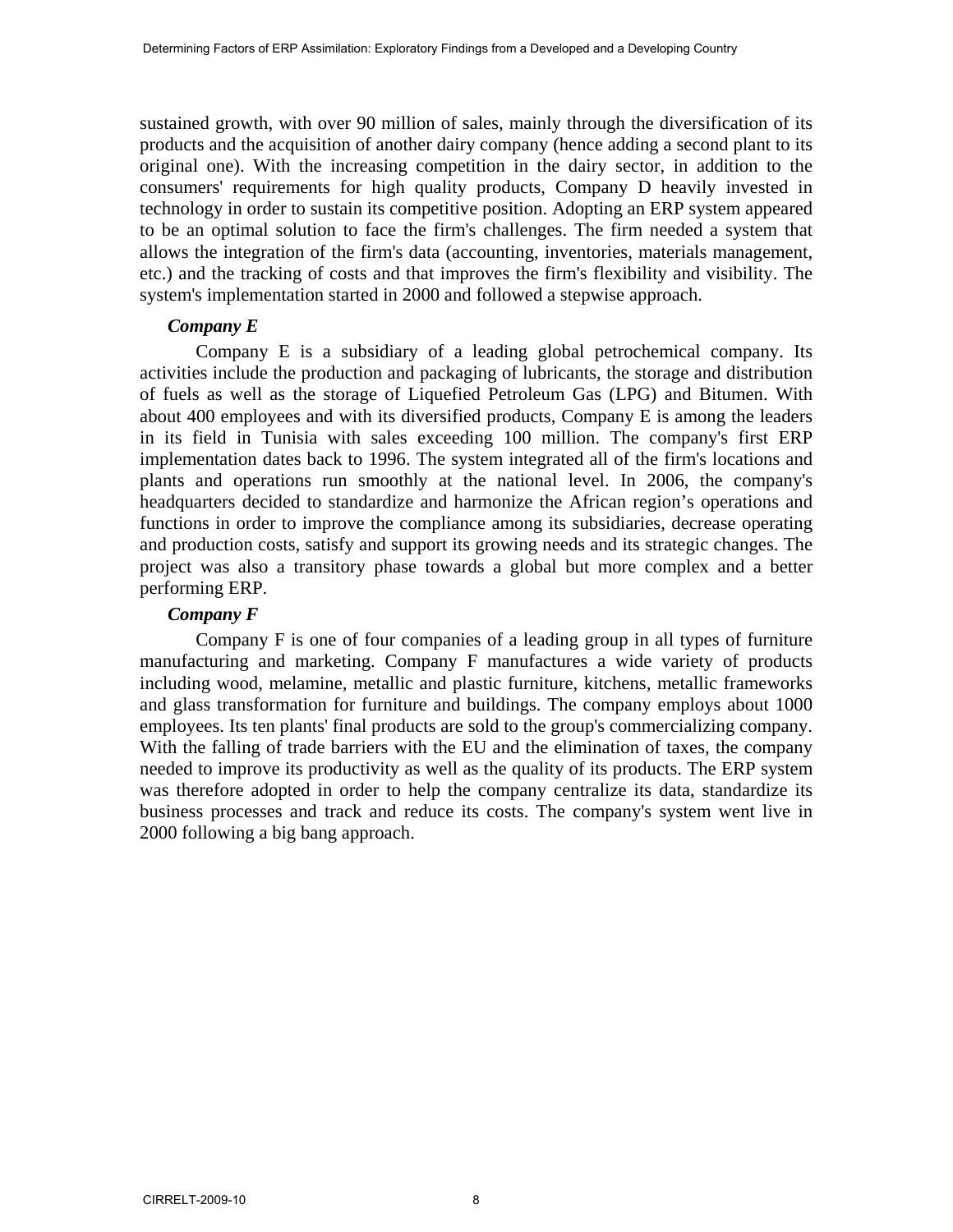sustained growth, with over 90 million of sales, mainly through the diversification of its products and the acquisition of another dairy company (hence adding a second plant to its original one). With the increasing competition in the dairy sector, in addition to the consumers' requirements for high quality products, Company D heavily invested in technology in order to sustain its competitive position. Adopting an ERP system appeared to be an optimal solution to face the firm's challenges. The firm needed a system that allows the integration of the firm's data (accounting, inventories, materials management, etc.) and the tracking of costs and that improves the firm's flexibility and visibility. The system's implementation started in 2000 and followed a stepwise approach.

***Company E***

Company E is a subsidiary of a leading global petrochemical company. Its activities include the production and packaging of lubricants, the storage and distribution of fuels as well as the storage of Liquefied Petroleum Gas (LPG) and Bitumen. With about 400 employees and with its diversified products, Company E is among the leaders in its field in Tunisia with sales exceeding 100 million. The company's first ERP implementation dates back to 1996. The system integrated all of the firm's locations and plants and operations run smoothly at the national level. In 2006, the company's headquarters decided to standardize and harmonize the African region's operations and functions in order to improve the compliance among its subsidiaries, decrease operating and production costs, satisfy and support its growing needs and its strategic changes. The project was also a transitory phase towards a global but more complex and a better performing ERP.

***Company F***

Company F is one of four companies of a leading group in all types of furniture manufacturing and marketing. Company F manufactures a wide variety of products including wood, melamine, metallic and plastic furniture, kitchens, metallic frameworks and glass transformation for furniture and buildings. The company employs about 1000 employees. Its ten plants' final products are sold to the group's commercializing company. With the falling of trade barriers with the EU and the elimination of taxes, the company needed to improve its productivity as well as the quality of its products. The ERP system was therefore adopted in order to help the company centralize its data, standardize its business processes and track and reduce its costs. The company's system went live in 2000 following a big bang approach.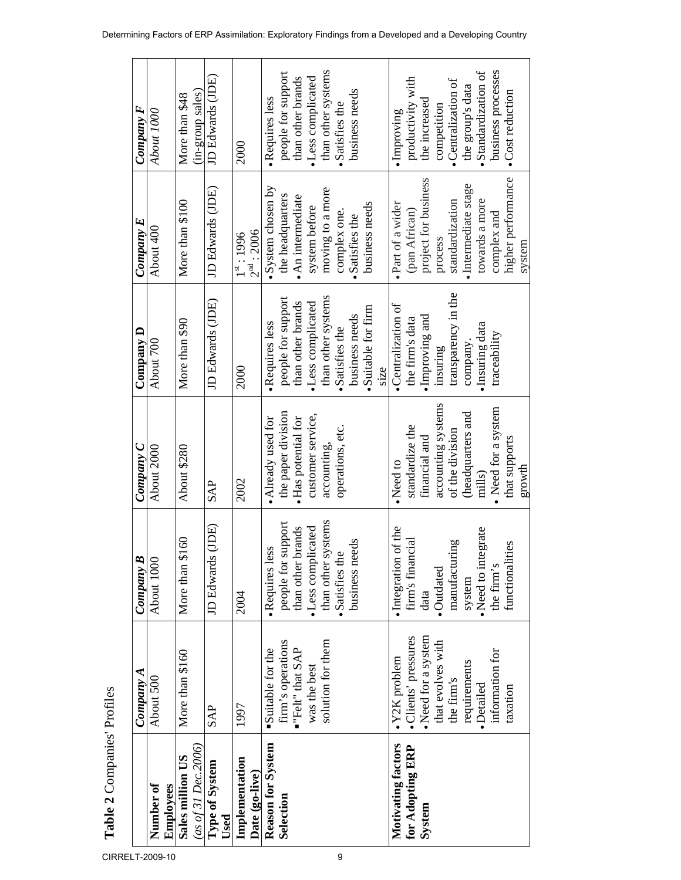**Table 2** Companies' Profiles

| | *Company A* | *Company B* | *Company C* | **Company D** | *Company E* | *Company F* |
|---|---|---|---|---|---|---|
| **Number of Employees** | About 500 | About 1000 | About 2000 | About 700 | About 400 | *About 1000* |
| **Sales million US** *(as of 31 Dec.2006)* | More than \$160 | More than \$160 | About \$280 | More than \$90 | More than \$100 | More than \$48 (in-group sales) |
| **Type of System Used** | SAP | JD Edwards (JDE) | SAP | JD Edwards (JDE) | JD Edwards (JDE) | JD Edwards (JDE) |
| **Implementation Date (go-live)** | 1997 | 2004 | 2002 | 2000 | 1st : 1996<br>2nd : 2006 | 2000 |
| **Reason for System Selection** | ▪Suitable for the firm's operations<br>▪"Felt" that SAP was the best solution for them | • Requires less people for support than other brands<br>• Less complicated than other systems<br>• Satisfies the business needs | • Already used for the paper division<br>• Has potential for customer service, accounting, operations, etc. | • Requires less people for support than other brands<br>• Less complicated than other systems<br>• Satisfies the business needs<br>• Suitable for firm size | • System chosen by the headquarters<br>• An intermediate system before moving to a more complex one.<br>• Satisfies the business needs | • Requires less people for support than other brands<br>• Less complicated than other systems<br>• Satisfies the business needs |
| **Motivating factors for Adopting ERP System** | • Y2K problem<br>• Clients' pressures<br>• Need for a system that evolves with the firm's requirements<br>• Detailed information for taxation | • Integration of the firm's financial data<br>• Outdated manufacturing system<br>• Need to integrate the firm's functionalities | • Need to standardize the financial and accounting systems of the division (headquarters and mills)<br>• Need for a system that supports growth | • Centralization of the firm's data<br>• Improving and insuring transparency in the company.<br>• Insuring data traceability | • Part of a wider (pan African) project for business process standardization<br>• Intermediate stage towards a more complex and higher performance system | • Improving productivity with the increased competition<br>• Centralization of the group's data<br>• Standardization of business processes<br>• Cost reduction |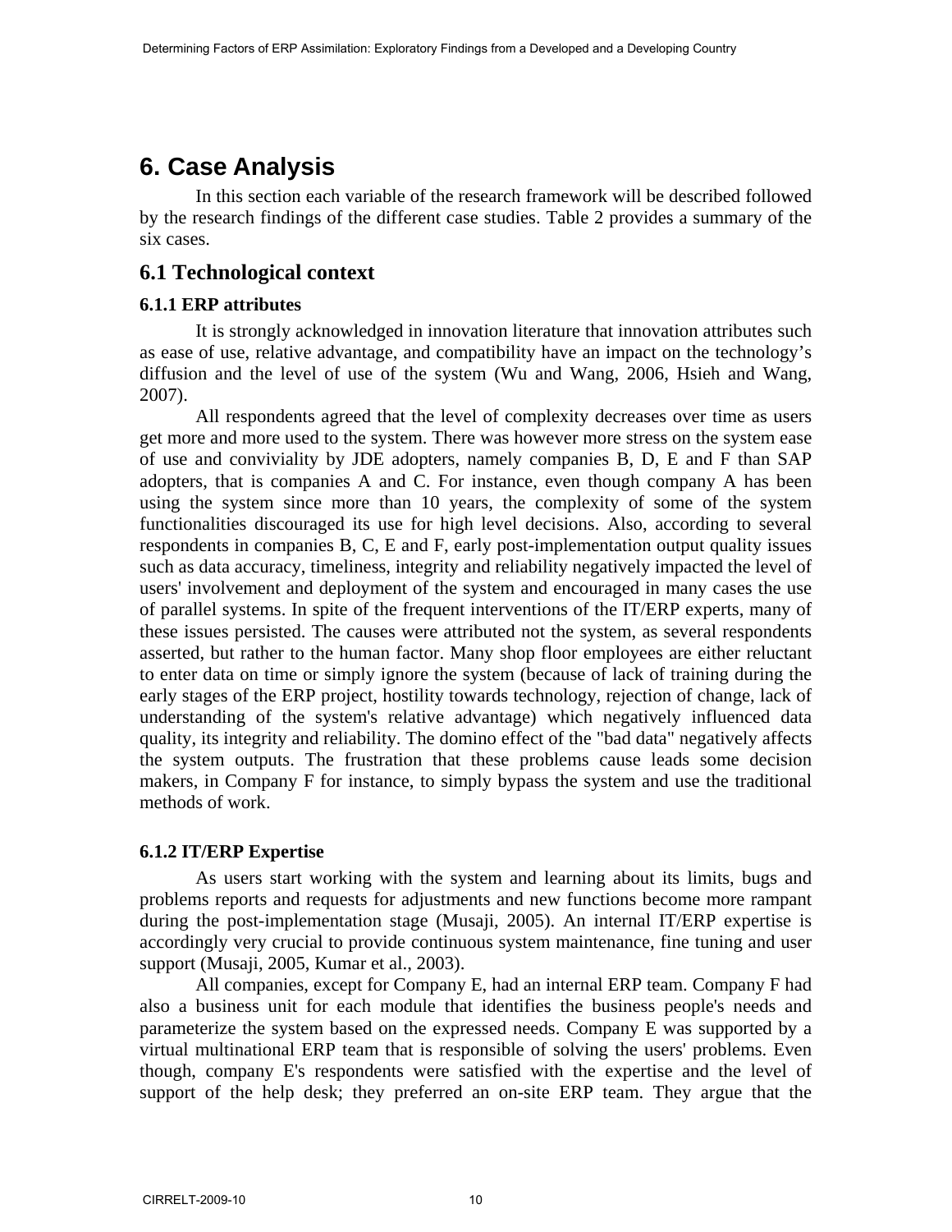# 6. Case Analysis

In this section each variable of the research framework will be described followed by the research findings of the different case studies. Table 2 provides a summary of the six cases.

## 6.1 Technological context

### 6.1.1 ERP attributes

It is strongly acknowledged in innovation literature that innovation attributes such as ease of use, relative advantage, and compatibility have an impact on the technology's diffusion and the level of use of the system (Wu and Wang, 2006, Hsieh and Wang, 2007).

All respondents agreed that the level of complexity decreases over time as users get more and more used to the system. There was however more stress on the system ease of use and conviviality by JDE adopters, namely companies B, D, E and F than SAP adopters, that is companies A and C. For instance, even though company A has been using the system since more than 10 years, the complexity of some of the system functionalities discouraged its use for high level decisions. Also, according to several respondents in companies B, C, E and F, early post-implementation output quality issues such as data accuracy, timeliness, integrity and reliability negatively impacted the level of users' involvement and deployment of the system and encouraged in many cases the use of parallel systems. In spite of the frequent interventions of the IT/ERP experts, many of these issues persisted. The causes were attributed not the system, as several respondents asserted, but rather to the human factor. Many shop floor employees are either reluctant to enter data on time or simply ignore the system (because of lack of training during the early stages of the ERP project, hostility towards technology, rejection of change, lack of understanding of the system's relative advantage) which negatively influenced data quality, its integrity and reliability. The domino effect of the "bad data" negatively affects the system outputs. The frustration that these problems cause leads some decision makers, in Company F for instance, to simply bypass the system and use the traditional methods of work.

### 6.1.2 IT/ERP Expertise

As users start working with the system and learning about its limits, bugs and problems reports and requests for adjustments and new functions become more rampant during the post-implementation stage (Musaji, 2005). An internal IT/ERP expertise is accordingly very crucial to provide continuous system maintenance, fine tuning and user support (Musaji, 2005, Kumar et al., 2003).

All companies, except for Company E, had an internal ERP team. Company F had also a business unit for each module that identifies the business people's needs and parameterize the system based on the expressed needs. Company E was supported by a virtual multinational ERP team that is responsible of solving the users' problems. Even though, company E's respondents were satisfied with the expertise and the level of support of the help desk; they preferred an on-site ERP team. They argue that the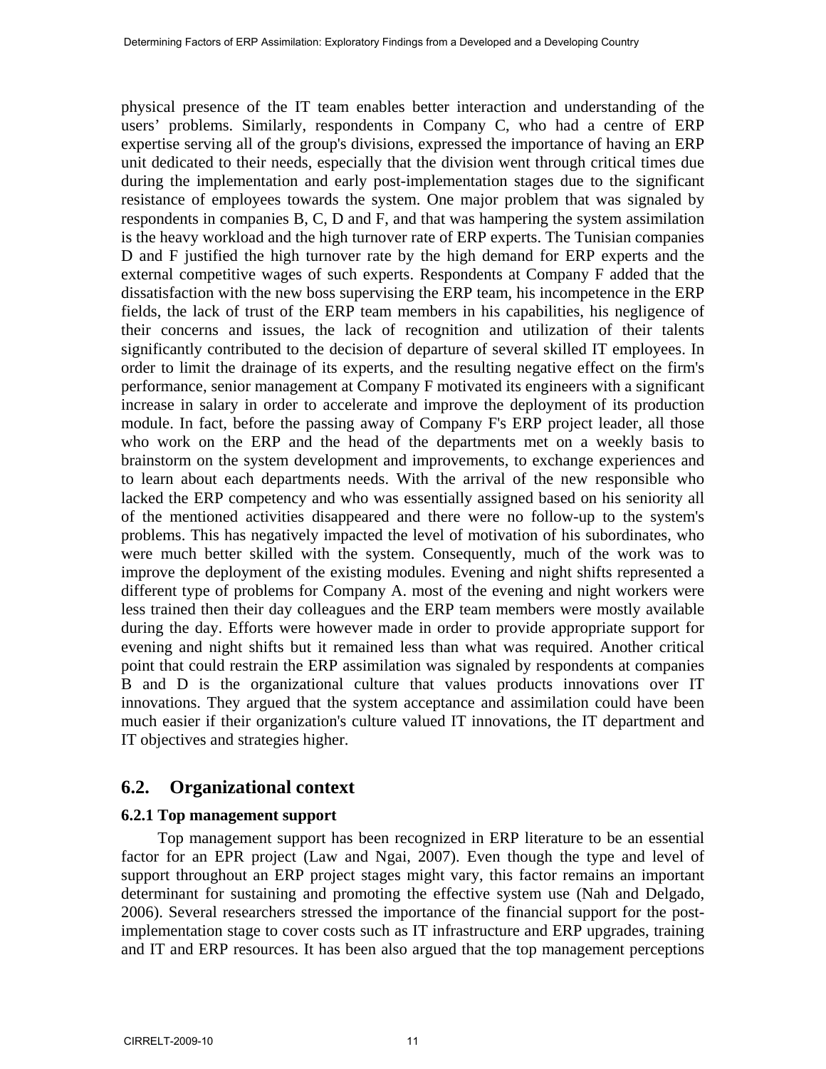physical presence of the IT team enables better interaction and understanding of the users' problems. Similarly, respondents in Company C, who had a centre of ERP expertise serving all of the group's divisions, expressed the importance of having an ERP unit dedicated to their needs, especially that the division went through critical times due during the implementation and early post-implementation stages due to the significant resistance of employees towards the system. One major problem that was signaled by respondents in companies B, C, D and F, and that was hampering the system assimilation is the heavy workload and the high turnover rate of ERP experts. The Tunisian companies D and F justified the high turnover rate by the high demand for ERP experts and the external competitive wages of such experts. Respondents at Company F added that the dissatisfaction with the new boss supervising the ERP team, his incompetence in the ERP fields, the lack of trust of the ERP team members in his capabilities, his negligence of their concerns and issues, the lack of recognition and utilization of their talents significantly contributed to the decision of departure of several skilled IT employees. In order to limit the drainage of its experts, and the resulting negative effect on the firm's performance, senior management at Company F motivated its engineers with a significant increase in salary in order to accelerate and improve the deployment of its production module. In fact, before the passing away of Company F's ERP project leader, all those who work on the ERP and the head of the departments met on a weekly basis to brainstorm on the system development and improvements, to exchange experiences and to learn about each departments needs. With the arrival of the new responsible who lacked the ERP competency and who was essentially assigned based on his seniority all of the mentioned activities disappeared and there were no follow-up to the system's problems. This has negatively impacted the level of motivation of his subordinates, who were much better skilled with the system. Consequently, much of the work was to improve the deployment of the existing modules. Evening and night shifts represented a different type of problems for Company A. most of the evening and night workers were less trained then their day colleagues and the ERP team members were mostly available during the day. Efforts were however made in order to provide appropriate support for evening and night shifts but it remained less than what was required. Another critical point that could restrain the ERP assimilation was signaled by respondents at companies B and D is the organizational culture that values products innovations over IT innovations. They argued that the system acceptance and assimilation could have been much easier if their organization's culture valued IT innovations, the IT department and IT objectives and strategies higher.

## 6.2. Organizational context

### 6.2.1 Top management support

Top management support has been recognized in ERP literature to be an essential factor for an EPR project (Law and Ngai, 2007). Even though the type and level of support throughout an ERP project stages might vary, this factor remains an important determinant for sustaining and promoting the effective system use (Nah and Delgado, 2006). Several researchers stressed the importance of the financial support for the post-implementation stage to cover costs such as IT infrastructure and ERP upgrades, training and IT and ERP resources. It has been also argued that the top management perceptions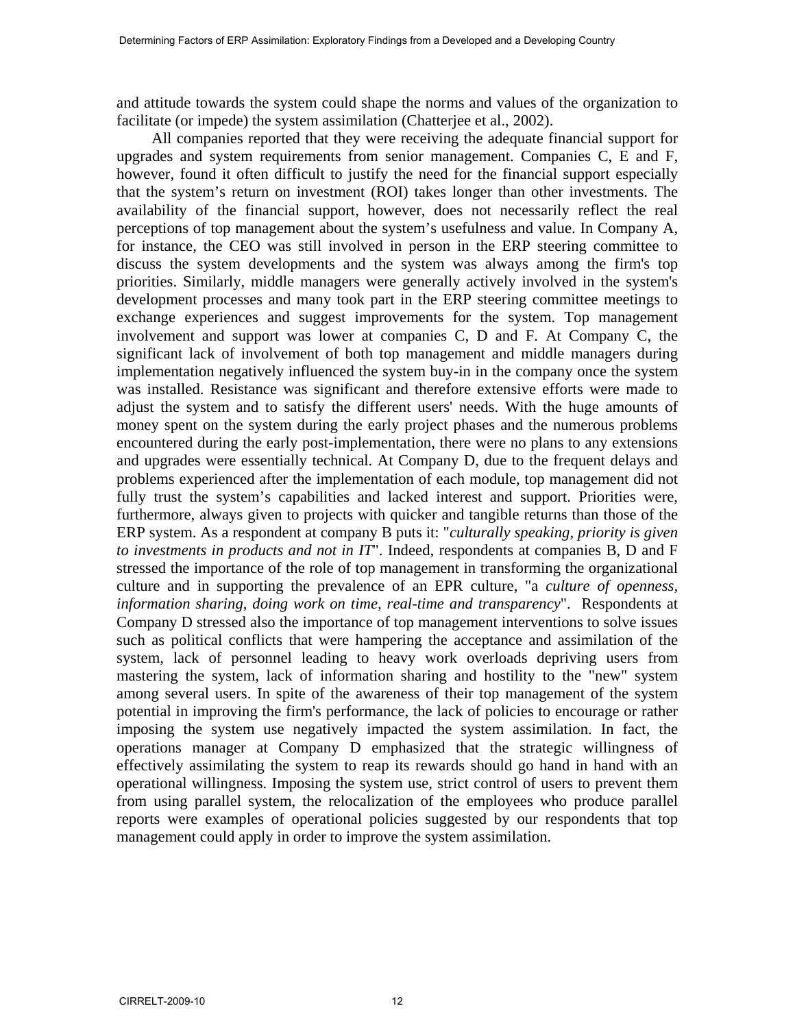and attitude towards the system could shape the norms and values of the organization to facilitate (or impede) the system assimilation (Chatterjee et al., 2002).

All companies reported that they were receiving the adequate financial support for upgrades and system requirements from senior management. Companies C, E and F, however, found it often difficult to justify the need for the financial support especially that the system's return on investment (ROI) takes longer than other investments. The availability of the financial support, however, does not necessarily reflect the real perceptions of top management about the system's usefulness and value. In Company A, for instance, the CEO was still involved in person in the ERP steering committee to discuss the system developments and the system was always among the firm's top priorities. Similarly, middle managers were generally actively involved in the system's development processes and many took part in the ERP steering committee meetings to exchange experiences and suggest improvements for the system. Top management involvement and support was lower at companies C, D and F. At Company C, the significant lack of involvement of both top management and middle managers during implementation negatively influenced the system buy-in in the company once the system was installed. Resistance was significant and therefore extensive efforts were made to adjust the system and to satisfy the different users' needs. With the huge amounts of money spent on the system during the early project phases and the numerous problems encountered during the early post-implementation, there were no plans to any extensions and upgrades were essentially technical. At Company D, due to the frequent delays and problems experienced after the implementation of each module, top management did not fully trust the system's capabilities and lacked interest and support. Priorities were, furthermore, always given to projects with quicker and tangible returns than those of the ERP system. As a respondent at company B puts it: "*culturally speaking, priority is given to investments in products and not in IT*". Indeed, respondents at companies B, D and F stressed the importance of the role of top management in transforming the organizational culture and in supporting the prevalence of an EPR culture, "a *culture of openness, information sharing, doing work on time, real-time and transparency*". Respondents at Company D stressed also the importance of top management interventions to solve issues such as political conflicts that were hampering the acceptance and assimilation of the system, lack of personnel leading to heavy work overloads depriving users from mastering the system, lack of information sharing and hostility to the "new" system among several users. In spite of the awareness of their top management of the system potential in improving the firm's performance, the lack of policies to encourage or rather imposing the system use negatively impacted the system assimilation. In fact, the operations manager at Company D emphasized that the strategic willingness of effectively assimilating the system to reap its rewards should go hand in hand with an operational willingness. Imposing the system use, strict control of users to prevent them from using parallel system, the relocalization of the employees who produce parallel reports were examples of operational policies suggested by our respondents that top management could apply in order to improve the system assimilation.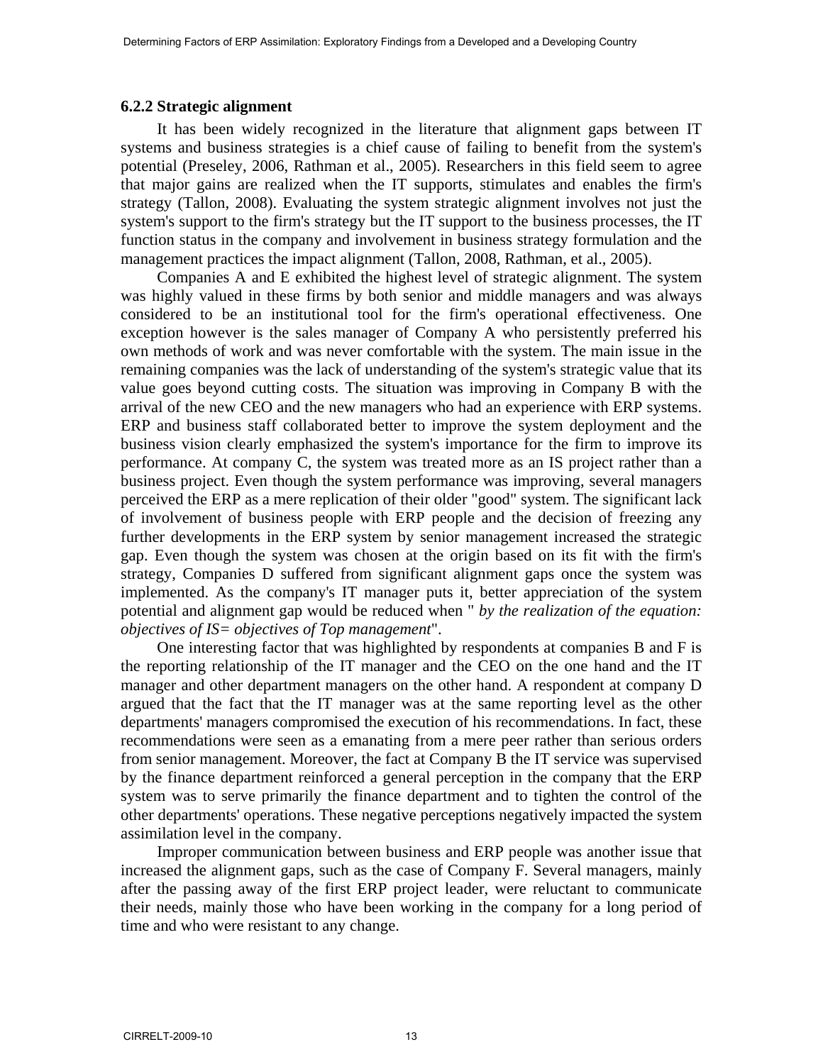### 6.2.2 Strategic alignment

It has been widely recognized in the literature that alignment gaps between IT systems and business strategies is a chief cause of failing to benefit from the system's potential (Preseley, 2006, Rathman et al., 2005). Researchers in this field seem to agree that major gains are realized when the IT supports, stimulates and enables the firm's strategy (Tallon, 2008). Evaluating the system strategic alignment involves not just the system's support to the firm's strategy but the IT support to the business processes, the IT function status in the company and involvement in business strategy formulation and the management practices the impact alignment (Tallon, 2008, Rathman, et al., 2005).

Companies A and E exhibited the highest level of strategic alignment. The system was highly valued in these firms by both senior and middle managers and was always considered to be an institutional tool for the firm's operational effectiveness. One exception however is the sales manager of Company A who persistently preferred his own methods of work and was never comfortable with the system. The main issue in the remaining companies was the lack of understanding of the system's strategic value that its value goes beyond cutting costs. The situation was improving in Company B with the arrival of the new CEO and the new managers who had an experience with ERP systems. ERP and business staff collaborated better to improve the system deployment and the business vision clearly emphasized the system's importance for the firm to improve its performance. At company C, the system was treated more as an IS project rather than a business project. Even though the system performance was improving, several managers perceived the ERP as a mere replication of their older "good" system. The significant lack of involvement of business people with ERP people and the decision of freezing any further developments in the ERP system by senior management increased the strategic gap. Even though the system was chosen at the origin based on its fit with the firm's strategy, Companies D suffered from significant alignment gaps once the system was implemented. As the company's IT manager puts it, better appreciation of the system potential and alignment gap would be reduced when " *by the realization of the equation: objectives of IS= objectives of Top management*".

One interesting factor that was highlighted by respondents at companies B and F is the reporting relationship of the IT manager and the CEO on the one hand and the IT manager and other department managers on the other hand. A respondent at company D argued that the fact that the IT manager was at the same reporting level as the other departments' managers compromised the execution of his recommendations. In fact, these recommendations were seen as a emanating from a mere peer rather than serious orders from senior management. Moreover, the fact at Company B the IT service was supervised by the finance department reinforced a general perception in the company that the ERP system was to serve primarily the finance department and to tighten the control of the other departments' operations. These negative perceptions negatively impacted the system assimilation level in the company.

Improper communication between business and ERP people was another issue that increased the alignment gaps, such as the case of Company F. Several managers, mainly after the passing away of the first ERP project leader, were reluctant to communicate their needs, mainly those who have been working in the company for a long period of time and who were resistant to any change.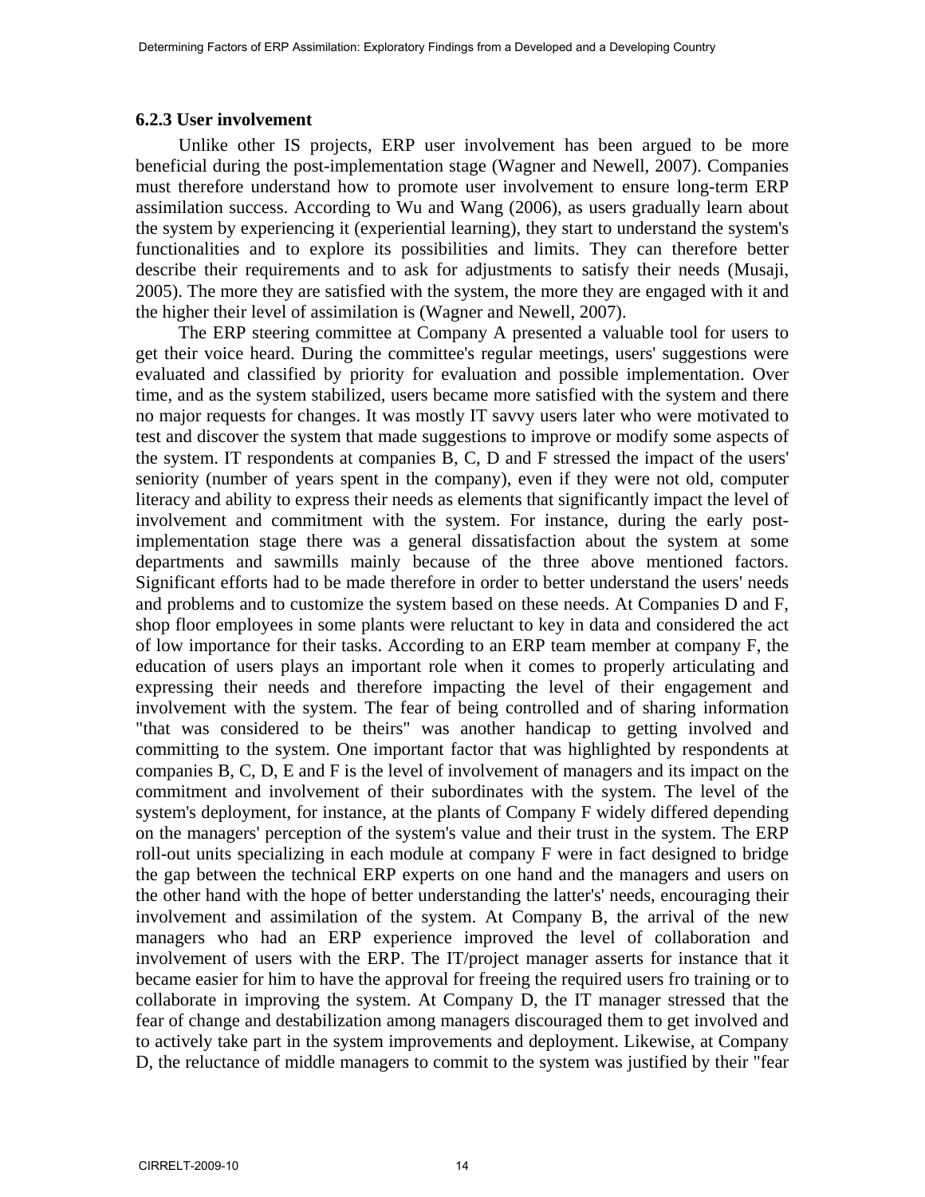### 6.2.3 User involvement

Unlike other IS projects, ERP user involvement has been argued to be more beneficial during the post-implementation stage (Wagner and Newell, 2007). Companies must therefore understand how to promote user involvement to ensure long-term ERP assimilation success. According to Wu and Wang (2006), as users gradually learn about the system by experiencing it (experiential learning), they start to understand the system's functionalities and to explore its possibilities and limits. They can therefore better describe their requirements and to ask for adjustments to satisfy their needs (Musaji, 2005). The more they are satisfied with the system, the more they are engaged with it and the higher their level of assimilation is (Wagner and Newell, 2007).

The ERP steering committee at Company A presented a valuable tool for users to get their voice heard. During the committee's regular meetings, users' suggestions were evaluated and classified by priority for evaluation and possible implementation. Over time, and as the system stabilized, users became more satisfied with the system and there no major requests for changes. It was mostly IT savvy users later who were motivated to test and discover the system that made suggestions to improve or modify some aspects of the system. IT respondents at companies B, C, D and F stressed the impact of the users' seniority (number of years spent in the company), even if they were not old, computer literacy and ability to express their needs as elements that significantly impact the level of involvement and commitment with the system. For instance, during the early post-implementation stage there was a general dissatisfaction about the system at some departments and sawmills mainly because of the three above mentioned factors. Significant efforts had to be made therefore in order to better understand the users' needs and problems and to customize the system based on these needs. At Companies D and F, shop floor employees in some plants were reluctant to key in data and considered the act of low importance for their tasks. According to an ERP team member at company F, the education of users plays an important role when it comes to properly articulating and expressing their needs and therefore impacting the level of their engagement and involvement with the system. The fear of being controlled and of sharing information "that was considered to be theirs" was another handicap to getting involved and committing to the system. One important factor that was highlighted by respondents at companies B, C, D, E and F is the level of involvement of managers and its impact on the commitment and involvement of their subordinates with the system. The level of the system's deployment, for instance, at the plants of Company F widely differed depending on the managers' perception of the system's value and their trust in the system. The ERP roll-out units specializing in each module at company F were in fact designed to bridge the gap between the technical ERP experts on one hand and the managers and users on the other hand with the hope of better understanding the latter's' needs, encouraging their involvement and assimilation of the system. At Company B, the arrival of the new managers who had an ERP experience improved the level of collaboration and involvement of users with the ERP. The IT/project manager asserts for instance that it became easier for him to have the approval for freeing the required users fro training or to collaborate in improving the system. At Company D, the IT manager stressed that the fear of change and destabilization among managers discouraged them to get involved and to actively take part in the system improvements and deployment. Likewise, at Company D, the reluctance of middle managers to commit to the system was justified by their "fear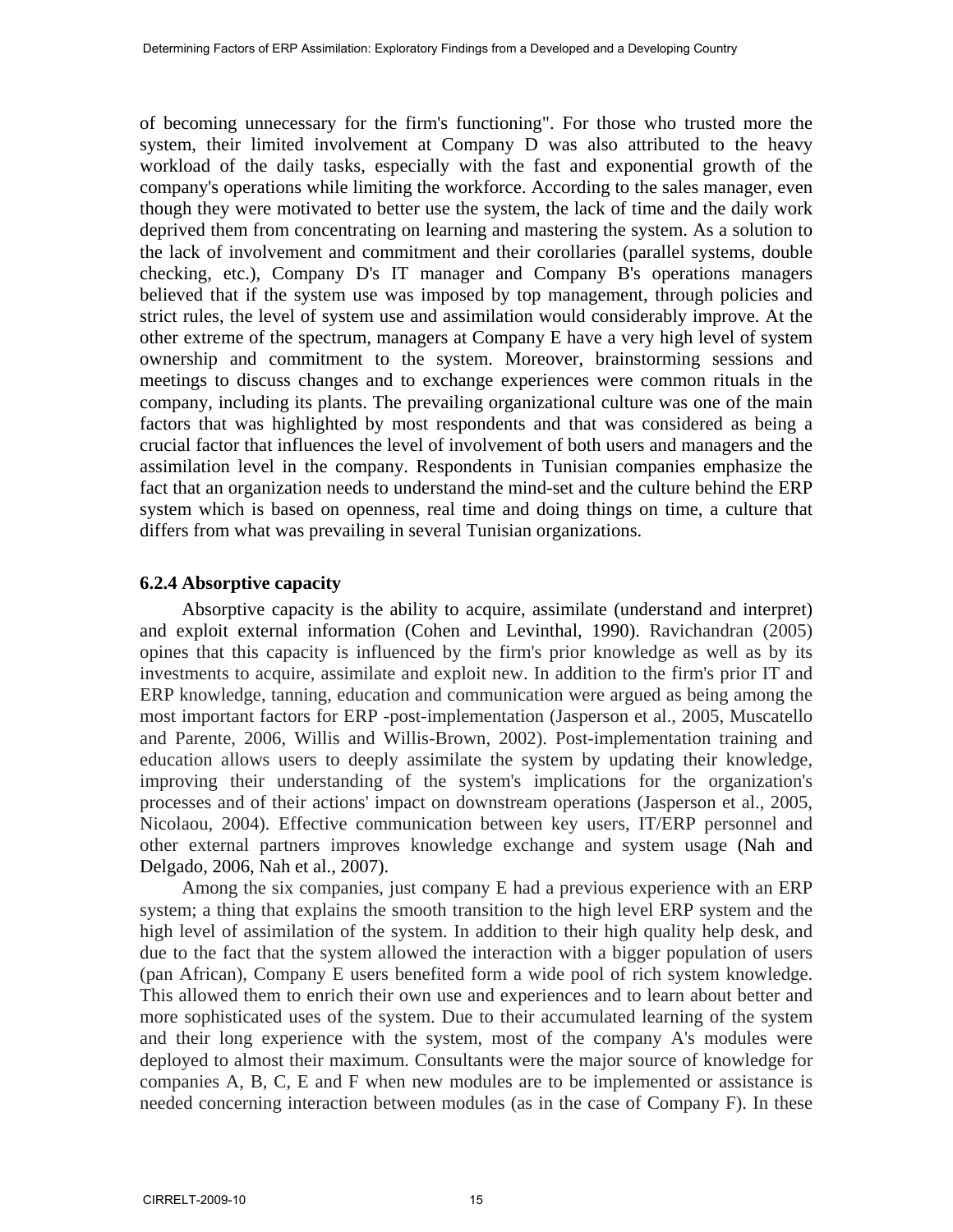of becoming unnecessary for the firm's functioning". For those who trusted more the system, their limited involvement at Company D was also attributed to the heavy workload of the daily tasks, especially with the fast and exponential growth of the company's operations while limiting the workforce. According to the sales manager, even though they were motivated to better use the system, the lack of time and the daily work deprived them from concentrating on learning and mastering the system. As a solution to the lack of involvement and commitment and their corollaries (parallel systems, double checking, etc.), Company D's IT manager and Company B's operations managers believed that if the system use was imposed by top management, through policies and strict rules, the level of system use and assimilation would considerably improve. At the other extreme of the spectrum, managers at Company E have a very high level of system ownership and commitment to the system. Moreover, brainstorming sessions and meetings to discuss changes and to exchange experiences were common rituals in the company, including its plants. The prevailing organizational culture was one of the main factors that was highlighted by most respondents and that was considered as being a crucial factor that influences the level of involvement of both users and managers and the assimilation level in the company. Respondents in Tunisian companies emphasize the fact that an organization needs to understand the mind-set and the culture behind the ERP system which is based on openness, real time and doing things on time, a culture that differs from what was prevailing in several Tunisian organizations.

### 6.2.4 Absorptive capacity

Absorptive capacity is the ability to acquire, assimilate (understand and interpret) and exploit external information (Cohen and Levinthal, 1990). Ravichandran (2005) opines that this capacity is influenced by the firm's prior knowledge as well as by its investments to acquire, assimilate and exploit new. In addition to the firm's prior IT and ERP knowledge, tanning, education and communication were argued as being among the most important factors for ERP -post-implementation (Jasperson et al., 2005, Muscatello and Parente, 2006, Willis and Willis-Brown, 2002). Post-implementation training and education allows users to deeply assimilate the system by updating their knowledge, improving their understanding of the system's implications for the organization's processes and of their actions' impact on downstream operations (Jasperson et al., 2005, Nicolaou, 2004). Effective communication between key users, IT/ERP personnel and other external partners improves knowledge exchange and system usage (Nah and Delgado, 2006, Nah et al., 2007).

Among the six companies, just company E had a previous experience with an ERP system; a thing that explains the smooth transition to the high level ERP system and the high level of assimilation of the system. In addition to their high quality help desk, and due to the fact that the system allowed the interaction with a bigger population of users (pan African), Company E users benefited form a wide pool of rich system knowledge. This allowed them to enrich their own use and experiences and to learn about better and more sophisticated uses of the system. Due to their accumulated learning of the system and their long experience with the system, most of the company A's modules were deployed to almost their maximum. Consultants were the major source of knowledge for companies A, B, C, E and F when new modules are to be implemented or assistance is needed concerning interaction between modules (as in the case of Company F). In these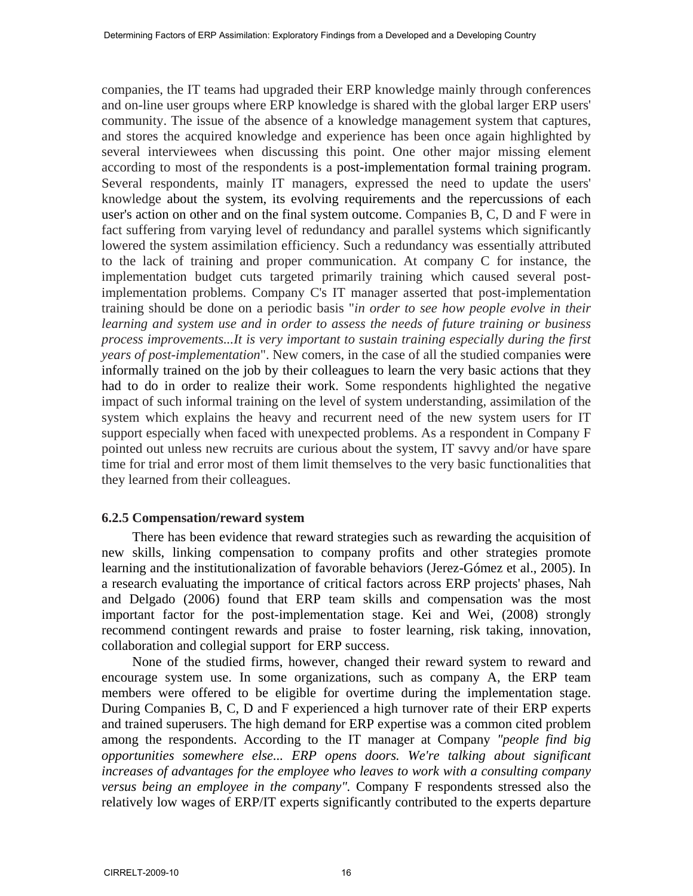companies, the IT teams had upgraded their ERP knowledge mainly through conferences and on-line user groups where ERP knowledge is shared with the global larger ERP users' community. The issue of the absence of a knowledge management system that captures, and stores the acquired knowledge and experience has been once again highlighted by several interviewees when discussing this point. One other major missing element according to most of the respondents is a post-implementation formal training program. Several respondents, mainly IT managers, expressed the need to update the users' knowledge about the system, its evolving requirements and the repercussions of each user's action on other and on the final system outcome. Companies B, C, D and F were in fact suffering from varying level of redundancy and parallel systems which significantly lowered the system assimilation efficiency. Such a redundancy was essentially attributed to the lack of training and proper communication. At company C for instance, the implementation budget cuts targeted primarily training which caused several post-implementation problems. Company C's IT manager asserted that post-implementation training should be done on a periodic basis "*in order to see how people evolve in their learning and system use and in order to assess the needs of future training or business process improvements...It is very important to sustain training especially during the first years of post-implementation*". New comers, in the case of all the studied companies were informally trained on the job by their colleagues to learn the very basic actions that they had to do in order to realize their work. Some respondents highlighted the negative impact of such informal training on the level of system understanding, assimilation of the system which explains the heavy and recurrent need of the new system users for IT support especially when faced with unexpected problems. As a respondent in Company F pointed out unless new recruits are curious about the system, IT savvy and/or have spare time for trial and error most of them limit themselves to the very basic functionalities that they learned from their colleagues.

### 6.2.5 Compensation/reward system

There has been evidence that reward strategies such as rewarding the acquisition of new skills, linking compensation to company profits and other strategies promote learning and the institutionalization of favorable behaviors (Jerez-Gómez et al., 2005). In a research evaluating the importance of critical factors across ERP projects' phases, Nah and Delgado (2006) found that ERP team skills and compensation was the most important factor for the post-implementation stage. Kei and Wei, (2008) strongly recommend contingent rewards and praise to foster learning, risk taking, innovation, collaboration and collegial support for ERP success.

None of the studied firms, however, changed their reward system to reward and encourage system use. In some organizations, such as company A, the ERP team members were offered to be eligible for overtime during the implementation stage. During Companies B, C, D and F experienced a high turnover rate of their ERP experts and trained superusers. The high demand for ERP expertise was a common cited problem among the respondents. According to the IT manager at Company *"people find big opportunities somewhere else... ERP opens doors. We're talking about significant increases of advantages for the employee who leaves to work with a consulting company versus being an employee in the company".* Company F respondents stressed also the relatively low wages of ERP/IT experts significantly contributed to the experts departure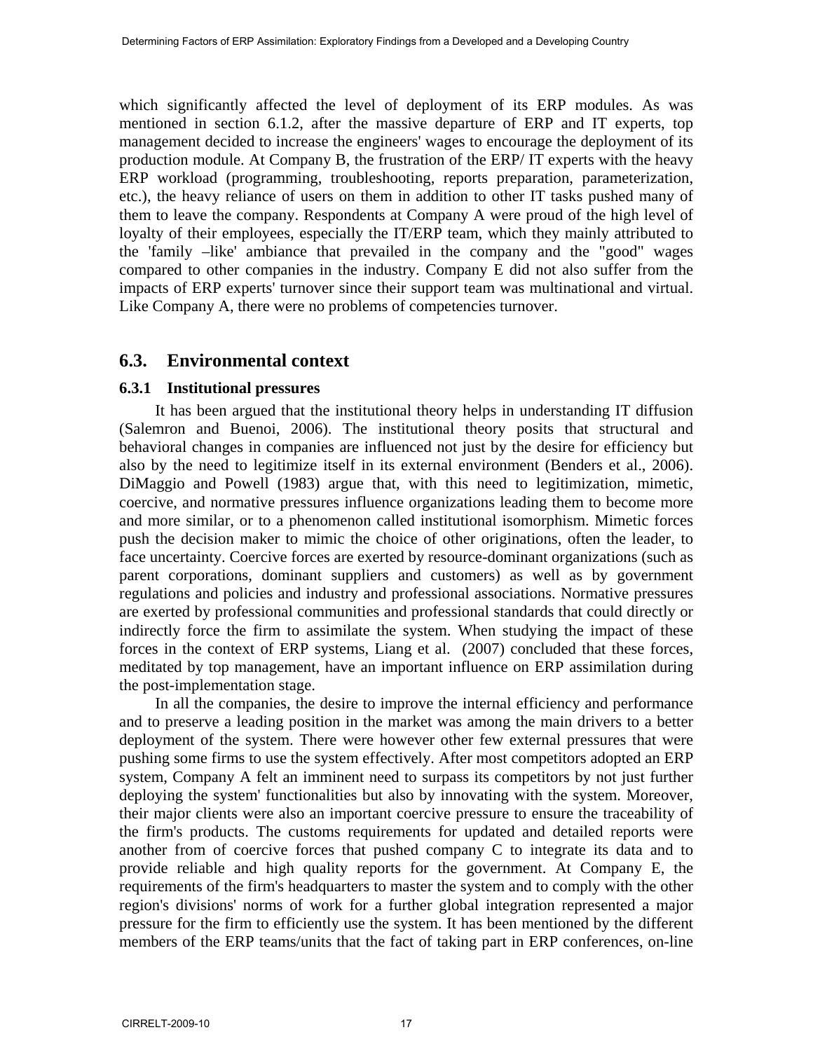which significantly affected the level of deployment of its ERP modules. As was mentioned in section 6.1.2, after the massive departure of ERP and IT experts, top management decided to increase the engineers' wages to encourage the deployment of its production module. At Company B, the frustration of the ERP/ IT experts with the heavy ERP workload (programming, troubleshooting, reports preparation, parameterization, etc.), the heavy reliance of users on them in addition to other IT tasks pushed many of them to leave the company. Respondents at Company A were proud of the high level of loyalty of their employees, especially the IT/ERP team, which they mainly attributed to the 'family –like' ambiance that prevailed in the company and the "good" wages compared to other companies in the industry. Company E did not also suffer from the impacts of ERP experts' turnover since their support team was multinational and virtual. Like Company A, there were no problems of competencies turnover.

## 6.3. Environmental context

### 6.3.1 Institutional pressures

It has been argued that the institutional theory helps in understanding IT diffusion (Salemron and Buenoi, 2006). The institutional theory posits that structural and behavioral changes in companies are influenced not just by the desire for efficiency but also by the need to legitimize itself in its external environment (Benders et al., 2006). DiMaggio and Powell (1983) argue that, with this need to legitimization, mimetic, coercive, and normative pressures influence organizations leading them to become more and more similar, or to a phenomenon called institutional isomorphism. Mimetic forces push the decision maker to mimic the choice of other originations, often the leader, to face uncertainty. Coercive forces are exerted by resource-dominant organizations (such as parent corporations, dominant suppliers and customers) as well as by government regulations and policies and industry and professional associations. Normative pressures are exerted by professional communities and professional standards that could directly or indirectly force the firm to assimilate the system. When studying the impact of these forces in the context of ERP systems, Liang et al. (2007) concluded that these forces, meditated by top management, have an important influence on ERP assimilation during the post-implementation stage.

In all the companies, the desire to improve the internal efficiency and performance and to preserve a leading position in the market was among the main drivers to a better deployment of the system. There were however other few external pressures that were pushing some firms to use the system effectively. After most competitors adopted an ERP system, Company A felt an imminent need to surpass its competitors by not just further deploying the system' functionalities but also by innovating with the system. Moreover, their major clients were also an important coercive pressure to ensure the traceability of the firm's products. The customs requirements for updated and detailed reports were another from of coercive forces that pushed company C to integrate its data and to provide reliable and high quality reports for the government. At Company E, the requirements of the firm's headquarters to master the system and to comply with the other region's divisions' norms of work for a further global integration represented a major pressure for the firm to efficiently use the system. It has been mentioned by the different members of the ERP teams/units that the fact of taking part in ERP conferences, on-line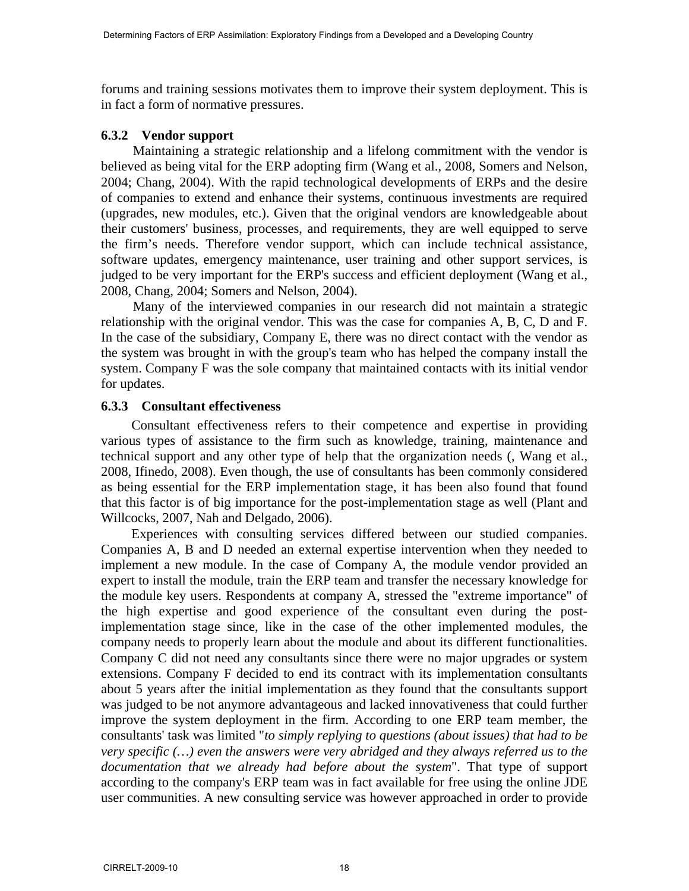forums and training sessions motivates them to improve their system deployment. This is in fact a form of normative pressures.

### 6.3.2 Vendor support

Maintaining a strategic relationship and a lifelong commitment with the vendor is believed as being vital for the ERP adopting firm (Wang et al., 2008, Somers and Nelson, 2004; Chang, 2004). With the rapid technological developments of ERPs and the desire of companies to extend and enhance their systems, continuous investments are required (upgrades, new modules, etc.). Given that the original vendors are knowledgeable about their customers' business, processes, and requirements, they are well equipped to serve the firm's needs. Therefore vendor support, which can include technical assistance, software updates, emergency maintenance, user training and other support services, is judged to be very important for the ERP's success and efficient deployment (Wang et al., 2008, Chang, 2004; Somers and Nelson, 2004).

Many of the interviewed companies in our research did not maintain a strategic relationship with the original vendor. This was the case for companies A, B, C, D and F. In the case of the subsidiary, Company E, there was no direct contact with the vendor as the system was brought in with the group's team who has helped the company install the system. Company F was the sole company that maintained contacts with its initial vendor for updates.

### 6.3.3 Consultant effectiveness

Consultant effectiveness refers to their competence and expertise in providing various types of assistance to the firm such as knowledge, training, maintenance and technical support and any other type of help that the organization needs (, Wang et al., 2008, Ifinedo, 2008). Even though, the use of consultants has been commonly considered as being essential for the ERP implementation stage, it has been also found that found that this factor is of big importance for the post-implementation stage as well (Plant and Willcocks, 2007, Nah and Delgado, 2006).

Experiences with consulting services differed between our studied companies. Companies A, B and D needed an external expertise intervention when they needed to implement a new module. In the case of Company A, the module vendor provided an expert to install the module, train the ERP team and transfer the necessary knowledge for the module key users. Respondents at company A, stressed the "extreme importance" of the high expertise and good experience of the consultant even during the post-implementation stage since, like in the case of the other implemented modules, the company needs to properly learn about the module and about its different functionalities. Company C did not need any consultants since there were no major upgrades or system extensions. Company F decided to end its contract with its implementation consultants about 5 years after the initial implementation as they found that the consultants support was judged to be not anymore advantageous and lacked innovativeness that could further improve the system deployment in the firm. According to one ERP team member, the consultants' task was limited "*to simply replying to questions (about issues) that had to be very specific (…) even the answers were very abridged and they always referred us to the documentation that we already had before about the system*". That type of support according to the company's ERP team was in fact available for free using the online JDE user communities. A new consulting service was however approached in order to provide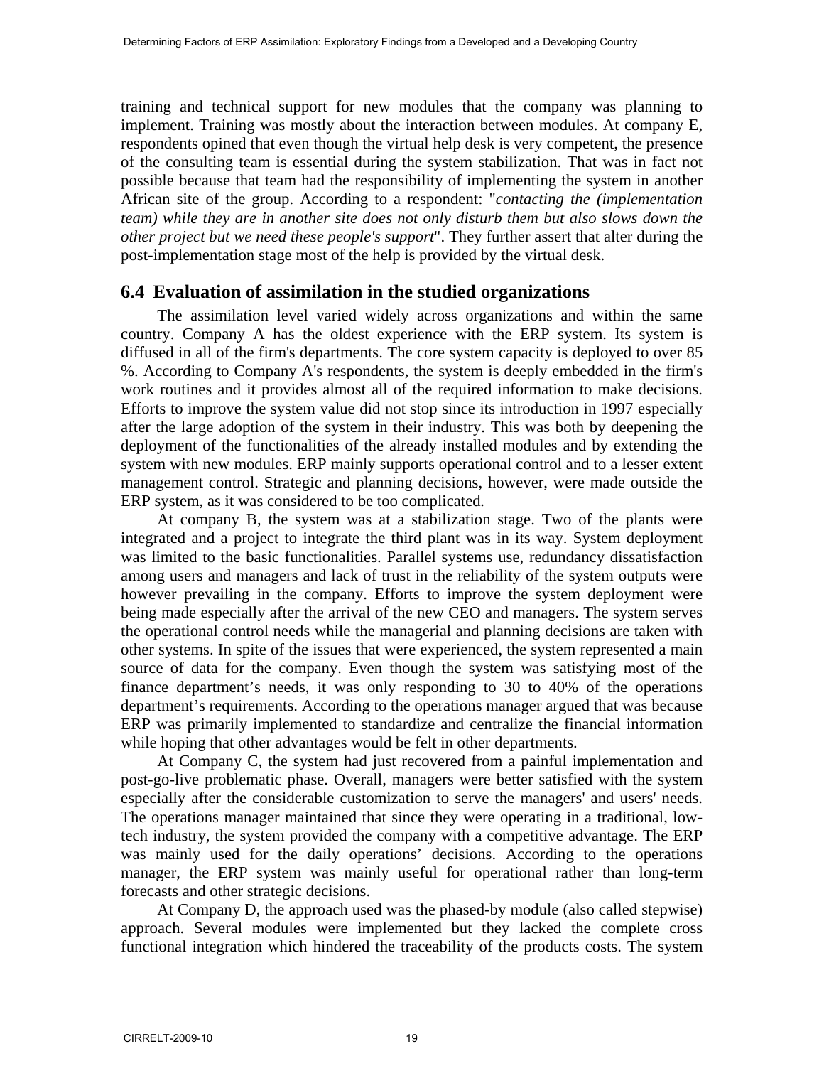training and technical support for new modules that the company was planning to implement. Training was mostly about the interaction between modules. At company E, respondents opined that even though the virtual help desk is very competent, the presence of the consulting team is essential during the system stabilization. That was in fact not possible because that team had the responsibility of implementing the system in another African site of the group. According to a respondent: "*contacting the (implementation team) while they are in another site does not only disturb them but also slows down the other project but we need these people's support*". They further assert that alter during the post-implementation stage most of the help is provided by the virtual desk.

## 6.4 Evaluation of assimilation in the studied organizations

The assimilation level varied widely across organizations and within the same country. Company A has the oldest experience with the ERP system. Its system is diffused in all of the firm's departments. The core system capacity is deployed to over 85 %. According to Company A's respondents, the system is deeply embedded in the firm's work routines and it provides almost all of the required information to make decisions. Efforts to improve the system value did not stop since its introduction in 1997 especially after the large adoption of the system in their industry. This was both by deepening the deployment of the functionalities of the already installed modules and by extending the system with new modules. ERP mainly supports operational control and to a lesser extent management control. Strategic and planning decisions, however, were made outside the ERP system, as it was considered to be too complicated.

At company B, the system was at a stabilization stage. Two of the plants were integrated and a project to integrate the third plant was in its way. System deployment was limited to the basic functionalities. Parallel systems use, redundancy dissatisfaction among users and managers and lack of trust in the reliability of the system outputs were however prevailing in the company. Efforts to improve the system deployment were being made especially after the arrival of the new CEO and managers. The system serves the operational control needs while the managerial and planning decisions are taken with other systems. In spite of the issues that were experienced, the system represented a main source of data for the company. Even though the system was satisfying most of the finance department's needs, it was only responding to 30 to 40% of the operations department's requirements. According to the operations manager argued that was because ERP was primarily implemented to standardize and centralize the financial information while hoping that other advantages would be felt in other departments.

At Company C, the system had just recovered from a painful implementation and post-go-live problematic phase. Overall, managers were better satisfied with the system especially after the considerable customization to serve the managers' and users' needs. The operations manager maintained that since they were operating in a traditional, low-tech industry, the system provided the company with a competitive advantage. The ERP was mainly used for the daily operations' decisions. According to the operations manager, the ERP system was mainly useful for operational rather than long-term forecasts and other strategic decisions.

At Company D, the approach used was the phased-by module (also called stepwise) approach. Several modules were implemented but they lacked the complete cross functional integration which hindered the traceability of the products costs. The system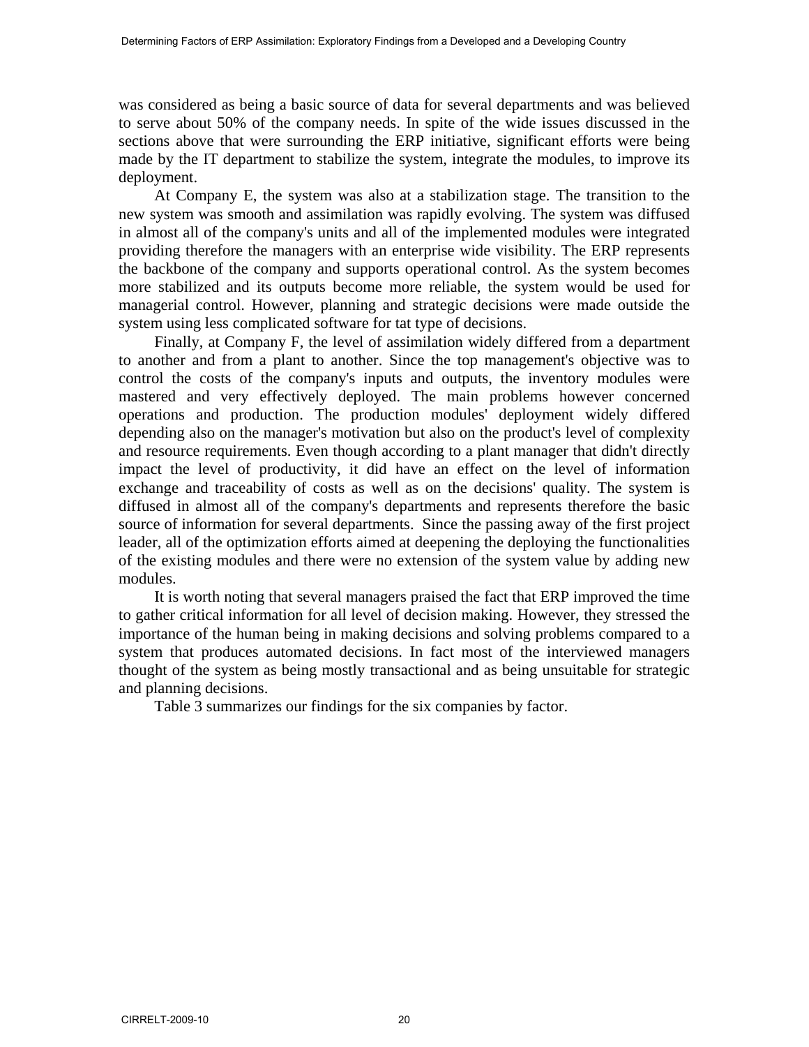was considered as being a basic source of data for several departments and was believed to serve about 50% of the company needs. In spite of the wide issues discussed in the sections above that were surrounding the ERP initiative, significant efforts were being made by the IT department to stabilize the system, integrate the modules, to improve its deployment.

At Company E, the system was also at a stabilization stage. The transition to the new system was smooth and assimilation was rapidly evolving. The system was diffused in almost all of the company's units and all of the implemented modules were integrated providing therefore the managers with an enterprise wide visibility. The ERP represents the backbone of the company and supports operational control. As the system becomes more stabilized and its outputs become more reliable, the system would be used for managerial control. However, planning and strategic decisions were made outside the system using less complicated software for tat type of decisions.

Finally, at Company F, the level of assimilation widely differed from a department to another and from a plant to another. Since the top management's objective was to control the costs of the company's inputs and outputs, the inventory modules were mastered and very effectively deployed. The main problems however concerned operations and production. The production modules' deployment widely differed depending also on the manager's motivation but also on the product's level of complexity and resource requirements. Even though according to a plant manager that didn't directly impact the level of productivity, it did have an effect on the level of information exchange and traceability of costs as well as on the decisions' quality. The system is diffused in almost all of the company's departments and represents therefore the basic source of information for several departments. Since the passing away of the first project leader, all of the optimization efforts aimed at deepening the deploying the functionalities of the existing modules and there were no extension of the system value by adding new modules.

It is worth noting that several managers praised the fact that ERP improved the time to gather critical information for all level of decision making. However, they stressed the importance of the human being in making decisions and solving problems compared to a system that produces automated decisions. In fact most of the interviewed managers thought of the system as being mostly transactional and as being unsuitable for strategic and planning decisions.

Table 3 summarizes our findings for the six companies by factor.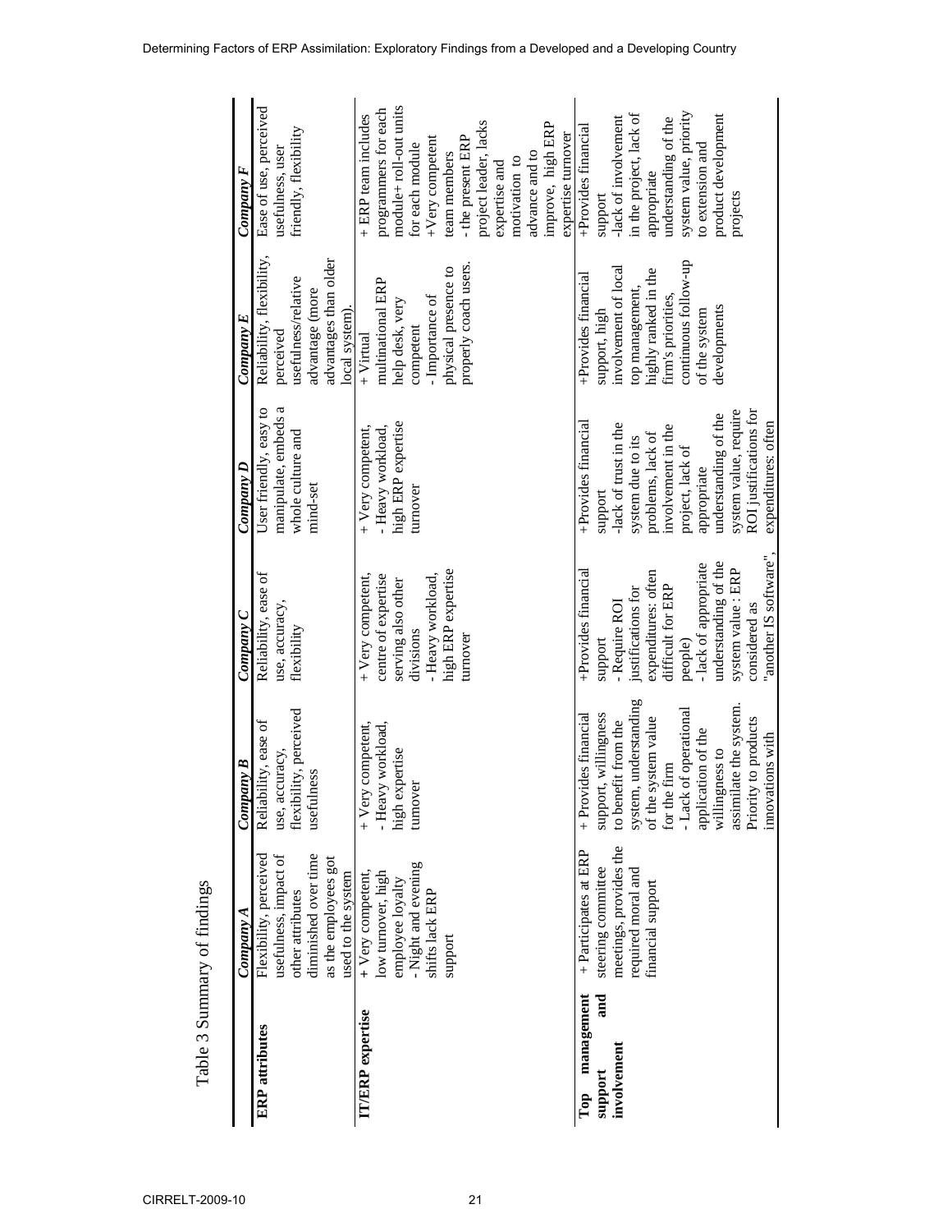Table 3 Summary of findings

| | Company A | Company B | Company C | Company D | Company E | Company F |
|---|---|---|---|---|---|---|
| **ERP attributes** | Flexibility, perceived usefulness, impact of other attributes diminished over time as the employees got used to the system | Reliability, ease of use, accuracy, flexibility, perceived usefulness | Reliability, ease of use, accuracy, flexibility | User friendly, easy to manipulate, embeds a whole culture and mind-set | Reliability, flexibility, perceived usefulness/relative advantage (more advantages than older local system). | Ease of use, perceived usefulness, user friendly, flexibility |
| **IT/ERP expertise** | + Very competent, low turnover, high employee loyalty - Night and evening shifts lack ERP support | + Very competent, - Heavy workload, high expertise turnover | + Very competent, centre of expertise serving also other divisions - Heavy workload, high ERP expertise turnover | + Very competent, - Heavy workload, high ERP expertise turnover | + Virtual multinational ERP help desk, very competent - Importance of physical presence to properly coach users. | + ERP team includes programmers for each module+ roll-out units for each module +Very competent team members - the present ERP project leader, lacks expertise and motivation to advance and to improve, high ERP expertise turnover |
| **Top management support and involvement** | + Participates at ERP steering committee meetings, provides the required moral and financial support | + Provides financial support, willingness to benefit from the system, understanding of the system value for the firm - Lack of operational application of the willingness to assimilate the system. Priority to products innovations with | +Provides financial support - Require ROI justifications for expenditures: often difficult for ERP people) - lack of appropriate understanding of the system value : ERP considered as "another IS software", | +Provides financial support -lack of trust in the system due to its problems, lack of involvement in the project, lack of appropriate understanding of the system value, require ROI justifications for expenditures: often | +Provides financial support, high involvement of local top management, highly ranked in the firm's priorities, continuous follow-up of the system developments | +Provides financial support -lack of involvement in the project, lack of appropriate understanding of the system value, priority to extension and product development projects |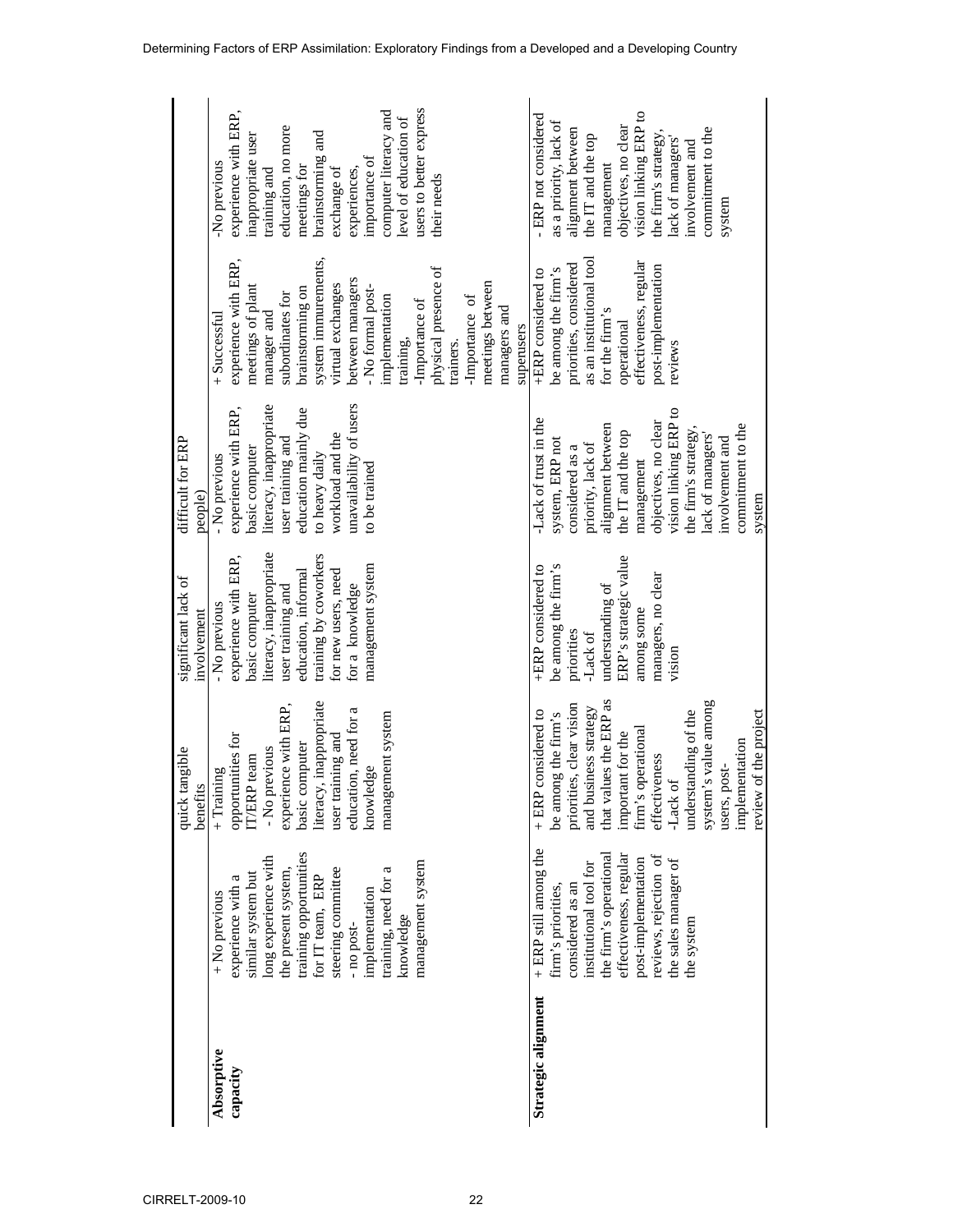| | | quick tangible benefits | significant lack of involvement | difficult for ERP people) | | |
|---|---|---|---|---|---|---|
| **Absorptive capacity** | + No previous experience with a similar system but long experience with the present system, training opportunities for IT team, ERP steering committee - no post-implementation training, need for a knowledge management system | + Training opportunities for IT/ERP team - No previous experience with ERP, basic computer literacy, inappropriate user training and education, need for a knowledge management system | - No previous experience with ERP, basic computer literacy, inappropriate user training and education, informal training by coworkers for new users, need for a knowledge management system | - No previous experience with ERP, basic computer literacy, inappropriate user training and education mainly due to heavy daily workload and the unavailability of users to be trained | + Successful experience with ERP, meetings of plant manager and subordinates for brainstorming on system immurements, virtual exchanges between managers - No formal post-implementation training, -Importance of physical presence of trainers. -Importance of meetings between managers and superusers | -No previous experience with ERP, inappropriate user training and education, no more meetings for brainstorming and exchange of experiences, importance of computer literacy and level of education of users to better express their needs |
| **Strategic alignment** | + ERP still among the firm's priorities, considered as an institutional tool for the firm's operational effectiveness, regular post-implementation reviews, rejection of the sales manager of the system | + ERP considered to be among the firm's priorities, clear vision and business strategy that values the ERP as important for the firm's operational effectiveness -Lack of understanding of the system's value among users, post-implementation review of the project | +ERP considered to be among the firm's priorities -Lack of understanding of ERP's strategic value among some managers, no clear vision | -Lack of trust in the system, ERP not considered as a priority, lack of alignment between the IT and the top management objectives, no clear vision linking ERP to the firm's strategy, lack of managers' involvement and commitment to the system | +ERP considered to be among the firm's priorities, considered as an institutional tool for the firm's operational effectiveness, regular post-implementation reviews | - ERP not considered as a priority, lack of alignment between the IT and the top management objectives, no clear vision linking ERP to the firm's strategy, lack of managers' involvement and commitment to the system |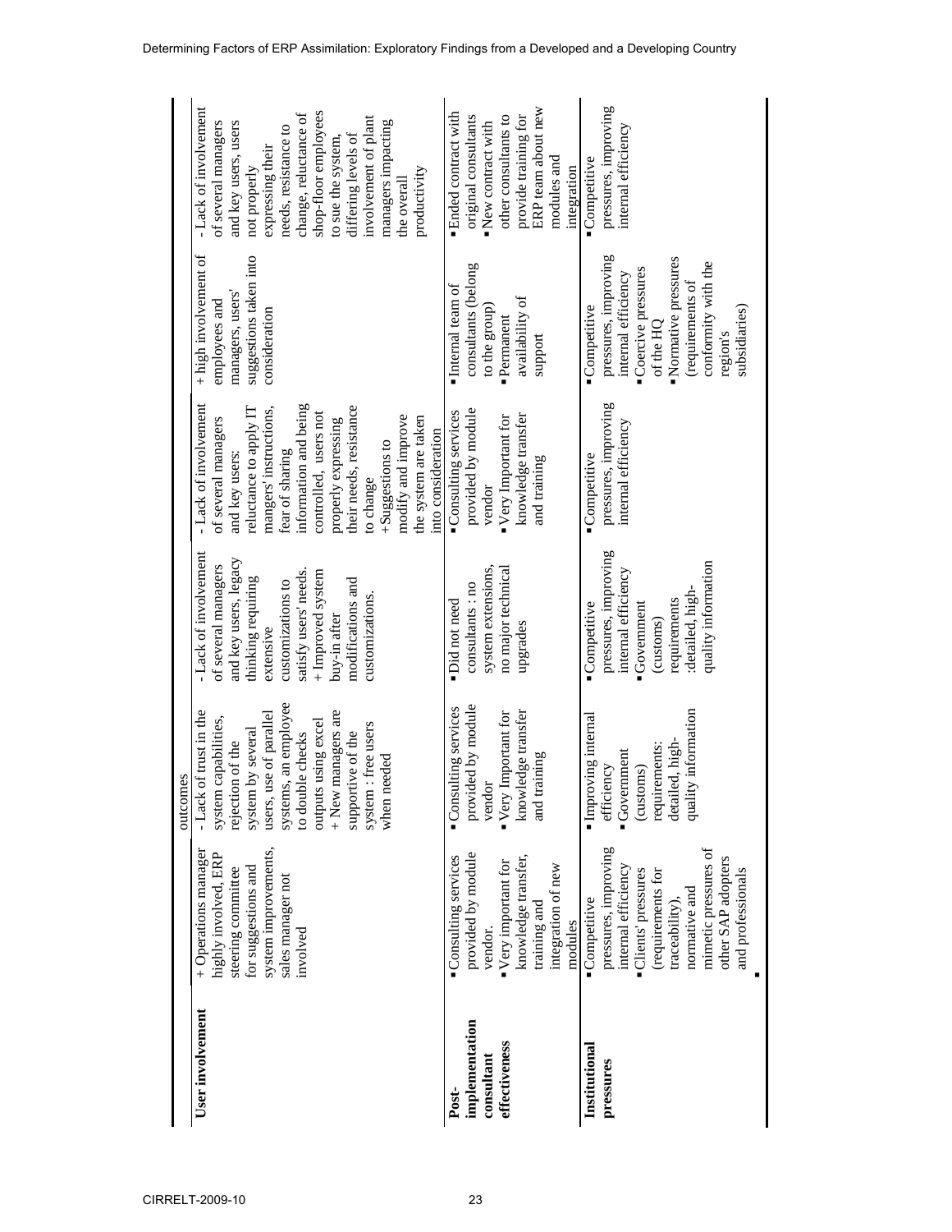| | | outcomes | | | | |
|---|---|---|---|---|---|---|
| **User involvement** | + Operations manager highly involved, ERP steering committee for suggestions and system improvements, sales manager not involved | - Lack of trust in the system capabilities, rejection of the system by several users, use of parallel systems, an employee to double checks outputs using excel + New managers are supportive of the system : free users when needed | - Lack of involvement of several managers and key users, legacy thinking requiring extensive customizations to satisfy users' needs. + Improved system buy-in after modifications and customizations. | - Lack of involvement of several managers and key users: reluctance to apply IT mangers' instructions, fear of sharing information and being controlled, users not properly expressing their needs, resistance to change +Suggestions to modify and improve the system are taken into consideration | + high involvement of employees and managers, users' suggestions taken into consideration | - Lack of involvement of several managers and key users, users not properly expressing their needs, resistance to change, reluctance of shop-floor employees to sue the system, differing levels of involvement of plant managers impacting the overall productivity |
| **Post-implementation consultant effectiveness** | ▪ Consulting services provided by module vendor. ▪ Very important for knowledge transfer, training and integration of new modules | ▪ Consulting services provided by module vendor ▪ Very Important for knowledge transfer and training | ▪ Did not need consultants : no system extensions, no major technical upgrades | ▪ Consulting services provided by module vendor ▪ Very Important for knowledge transfer and training | ▪ Internal team of consultants (belong to the group) ▪ Permanent availability of support | ▪ Ended contract with original consultants ▪ New contract with other consultants to provide training for ERP team about new modules and integration |
| **Institutional pressures** | ▪ Competitive pressures, improving internal efficiency ▪ Clients' pressures (requirements for traceability), normative and mimetic pressures of other SAP adopters and professionals ▪ | ▪ Improving internal efficiency ▪ Government (customs) requirements: detailed, high-quality information | ▪ Competitive pressures, improving internal efficiency ▪ Government (customs) requirements :detailed, high-quality information | ▪ Competitive pressures, improving internal efficiency | ▪ Competitive pressures, improving internal efficiency ▪ Coercive pressures of the HQ ▪ Normative pressures (requirements of conformity with the region's subsidiaries) | ▪ Competitive pressures, improving internal efficiency |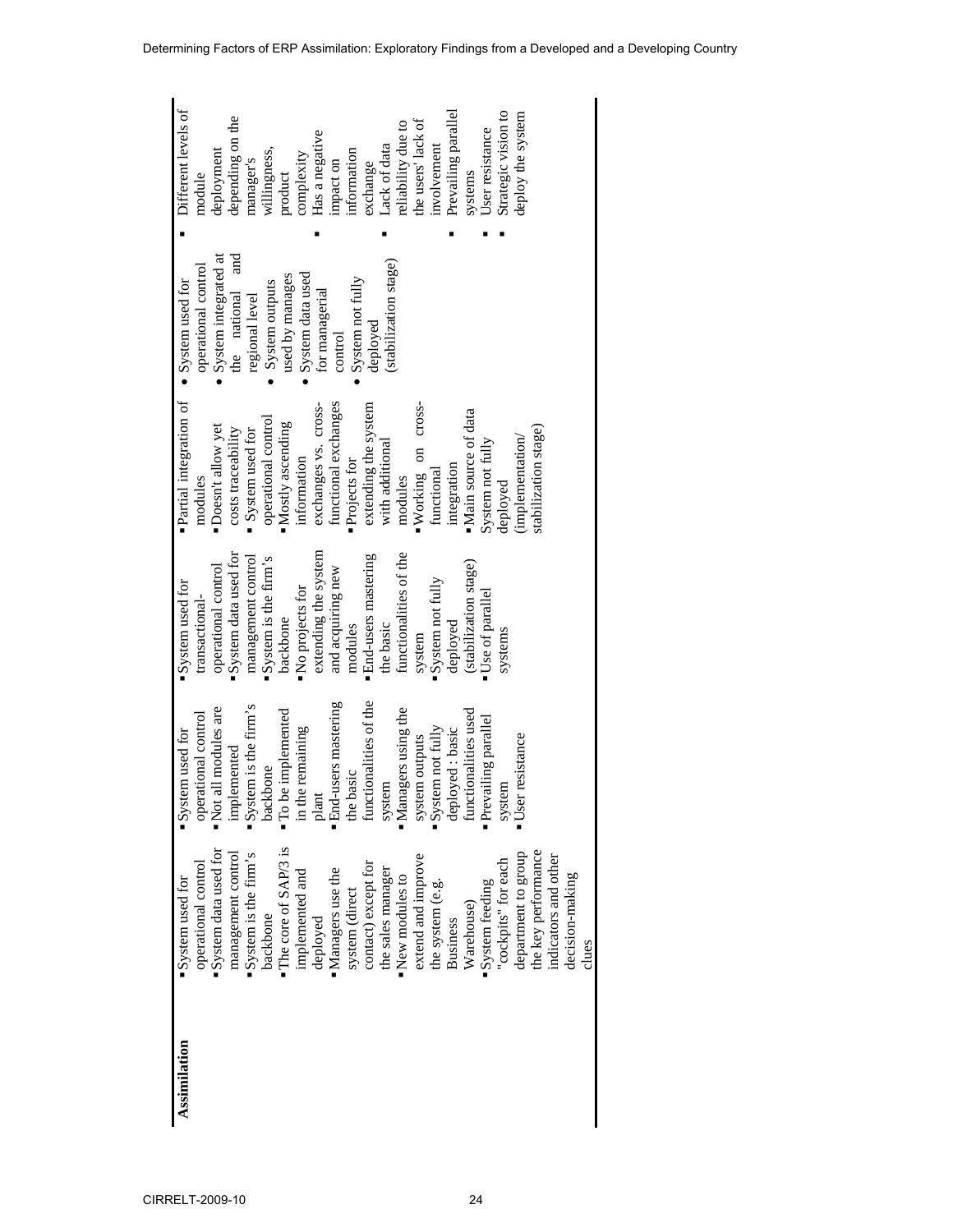| Assimilation | ▪ System used for operational control ▪ System data used for management control ▪ System is the firm's backbone ▪ The core of SAP/3 is implemented and deployed ▪ Managers use the system (direct contact) except for the sales manager ▪ New modules to extend and improve the system (e.g. Business Warehouse) ▪ System feeding "cockpits" for each department to group the key performance indicators and other decision-making clues | ▪ System used for operational control ▪ Not all modules are implemented ▪ System is the firm's backbone ▪ To be implemented in the remaining plant ▪ End-users mastering the basic functionalities of the system ▪ Managers using the system outputs ▪ System not fully deployed : basic functionalities used ▪ Prevailing parallel system ▪ User resistance | ▪ System used for transactional-operational control ▪ System data used for management control ▪ System is the firm's backbone ▪ No projects for extending the system and acquiring new modules ▪ End-users mastering the basic functionalities of the system ▪ System not fully deployed (stabilization stage) ▪ Use of parallel systems | ▪ Partial integration of modules ▪ Doesn't allow yet costs traceability ▪ System used for operational control ▪ Mostly ascending information exchanges vs. cross-functional exchanges ▪ Projects for extending the system with additional modules ▪ Working on cross-functional integration ▪ Main source of data System not fully deployed (implementation/ stabilization stage) | • System used for operational control • System integrated at the national and regional level • System outputs used by manages • System data used for managerial control • System not fully deployed (stabilization stage) | ▪ Different levels of module deployment depending on the manager's willingness, product complexity ▪ Has a negative impact on information exchange ▪ Lack of data reliability due to the users' lack of involvement ▪ Prevailing parallel systems ▪ User resistance ▪ Strategic vision to deploy the system |
|---|---|---|---|---|---|---|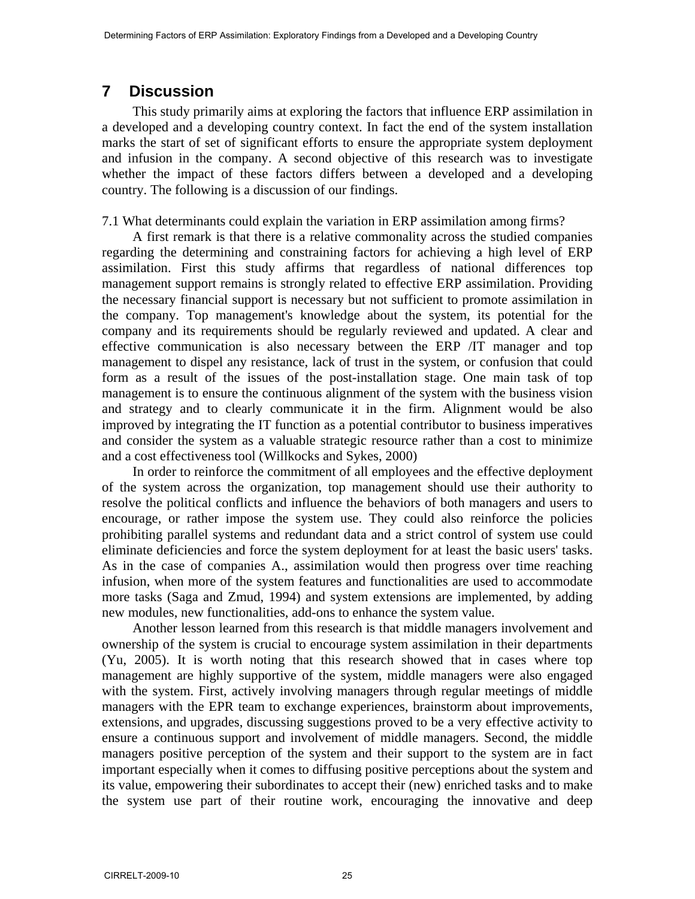## 7 Discussion

This study primarily aims at exploring the factors that influence ERP assimilation in a developed and a developing country context. In fact the end of the system installation marks the start of set of significant efforts to ensure the appropriate system deployment and infusion in the company. A second objective of this research was to investigate whether the impact of these factors differs between a developed and a developing country. The following is a discussion of our findings.

7.1 What determinants could explain the variation in ERP assimilation among firms?

A first remark is that there is a relative commonality across the studied companies regarding the determining and constraining factors for achieving a high level of ERP assimilation. First this study affirms that regardless of national differences top management support remains is strongly related to effective ERP assimilation. Providing the necessary financial support is necessary but not sufficient to promote assimilation in the company. Top management's knowledge about the system, its potential for the company and its requirements should be regularly reviewed and updated. A clear and effective communication is also necessary between the ERP /IT manager and top management to dispel any resistance, lack of trust in the system, or confusion that could form as a result of the issues of the post-installation stage. One main task of top management is to ensure the continuous alignment of the system with the business vision and strategy and to clearly communicate it in the firm. Alignment would be also improved by integrating the IT function as a potential contributor to business imperatives and consider the system as a valuable strategic resource rather than a cost to minimize and a cost effectiveness tool (Willkocks and Sykes, 2000)

In order to reinforce the commitment of all employees and the effective deployment of the system across the organization, top management should use their authority to resolve the political conflicts and influence the behaviors of both managers and users to encourage, or rather impose the system use. They could also reinforce the policies prohibiting parallel systems and redundant data and a strict control of system use could eliminate deficiencies and force the system deployment for at least the basic users' tasks. As in the case of companies A., assimilation would then progress over time reaching infusion, when more of the system features and functionalities are used to accommodate more tasks (Saga and Zmud, 1994) and system extensions are implemented, by adding new modules, new functionalities, add-ons to enhance the system value.

Another lesson learned from this research is that middle managers involvement and ownership of the system is crucial to encourage system assimilation in their departments (Yu, 2005). It is worth noting that this research showed that in cases where top management are highly supportive of the system, middle managers were also engaged with the system. First, actively involving managers through regular meetings of middle managers with the EPR team to exchange experiences, brainstorm about improvements, extensions, and upgrades, discussing suggestions proved to be a very effective activity to ensure a continuous support and involvement of middle managers. Second, the middle managers positive perception of the system and their support to the system are in fact important especially when it comes to diffusing positive perceptions about the system and its value, empowering their subordinates to accept their (new) enriched tasks and to make the system use part of their routine work, encouraging the innovative and deep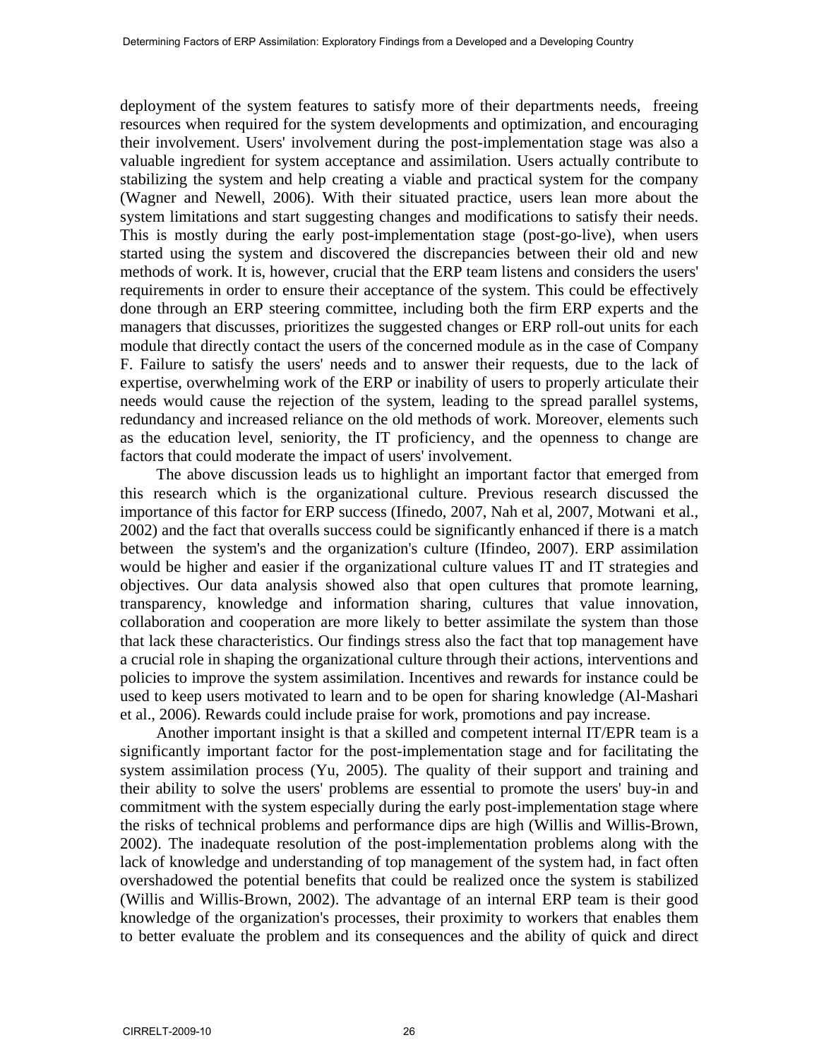deployment of the system features to satisfy more of their departments needs, freeing resources when required for the system developments and optimization, and encouraging their involvement. Users' involvement during the post-implementation stage was also a valuable ingredient for system acceptance and assimilation. Users actually contribute to stabilizing the system and help creating a viable and practical system for the company (Wagner and Newell, 2006). With their situated practice, users lean more about the system limitations and start suggesting changes and modifications to satisfy their needs. This is mostly during the early post-implementation stage (post-go-live), when users started using the system and discovered the discrepancies between their old and new methods of work. It is, however, crucial that the ERP team listens and considers the users' requirements in order to ensure their acceptance of the system. This could be effectively done through an ERP steering committee, including both the firm ERP experts and the managers that discusses, prioritizes the suggested changes or ERP roll-out units for each module that directly contact the users of the concerned module as in the case of Company F. Failure to satisfy the users' needs and to answer their requests, due to the lack of expertise, overwhelming work of the ERP or inability of users to properly articulate their needs would cause the rejection of the system, leading to the spread parallel systems, redundancy and increased reliance on the old methods of work. Moreover, elements such as the education level, seniority, the IT proficiency, and the openness to change are factors that could moderate the impact of users' involvement.

The above discussion leads us to highlight an important factor that emerged from this research which is the organizational culture. Previous research discussed the importance of this factor for ERP success (Ifinedo, 2007, Nah et al, 2007, Motwani et al., 2002) and the fact that overalls success could be significantly enhanced if there is a match between the system's and the organization's culture (Ifindeo, 2007). ERP assimilation would be higher and easier if the organizational culture values IT and IT strategies and objectives. Our data analysis showed also that open cultures that promote learning, transparency, knowledge and information sharing, cultures that value innovation, collaboration and cooperation are more likely to better assimilate the system than those that lack these characteristics. Our findings stress also the fact that top management have a crucial role in shaping the organizational culture through their actions, interventions and policies to improve the system assimilation. Incentives and rewards for instance could be used to keep users motivated to learn and to be open for sharing knowledge (Al-Mashari et al., 2006). Rewards could include praise for work, promotions and pay increase.

Another important insight is that a skilled and competent internal IT/EPR team is a significantly important factor for the post-implementation stage and for facilitating the system assimilation process (Yu, 2005). The quality of their support and training and their ability to solve the users' problems are essential to promote the users' buy-in and commitment with the system especially during the early post-implementation stage where the risks of technical problems and performance dips are high (Willis and Willis-Brown, 2002). The inadequate resolution of the post-implementation problems along with the lack of knowledge and understanding of top management of the system had, in fact often overshadowed the potential benefits that could be realized once the system is stabilized (Willis and Willis-Brown, 2002). The advantage of an internal ERP team is their good knowledge of the organization's processes, their proximity to workers that enables them to better evaluate the problem and its consequences and the ability of quick and direct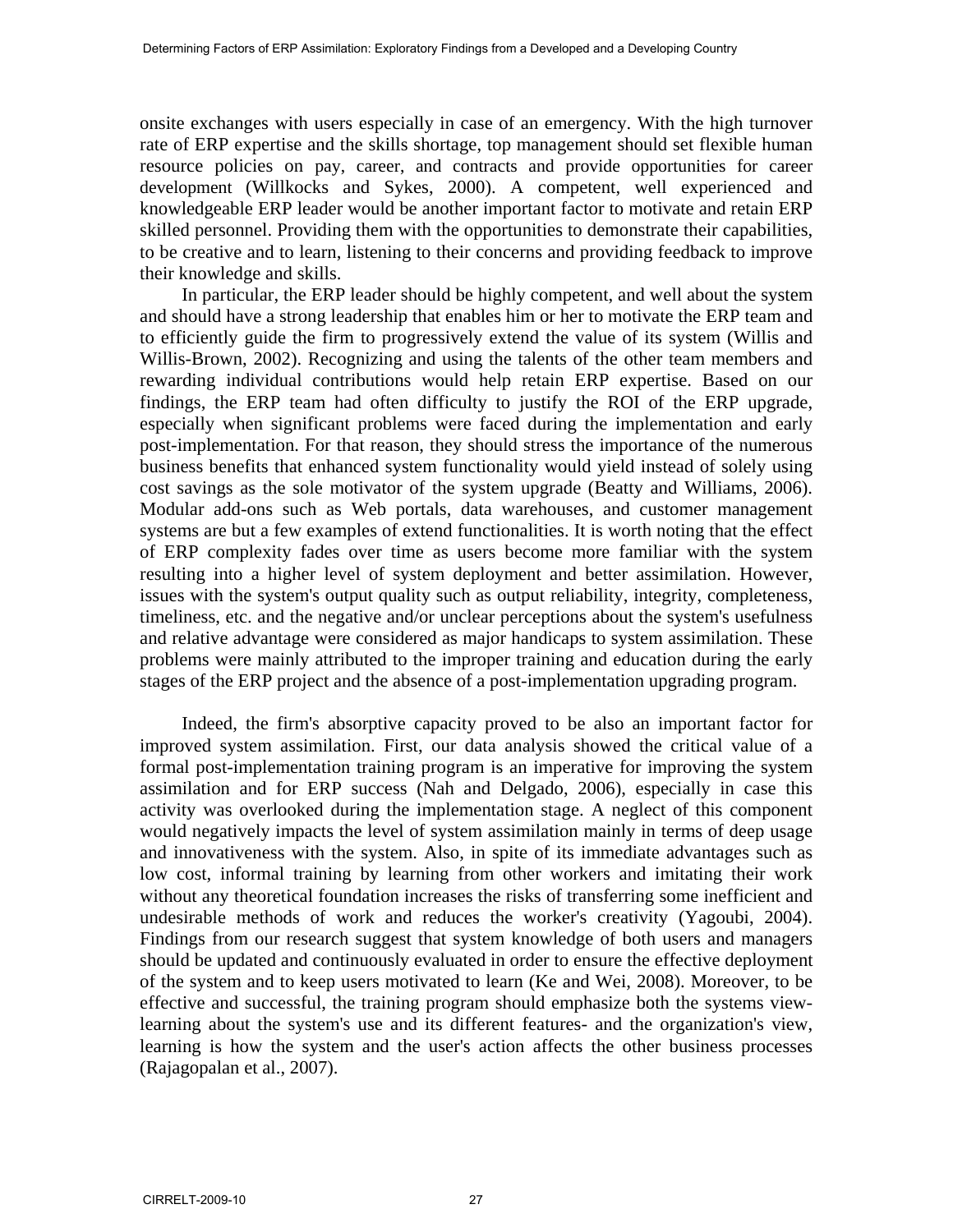onsite exchanges with users especially in case of an emergency. With the high turnover rate of ERP expertise and the skills shortage, top management should set flexible human resource policies on pay, career, and contracts and provide opportunities for career development (Willkocks and Sykes, 2000). A competent, well experienced and knowledgeable ERP leader would be another important factor to motivate and retain ERP skilled personnel. Providing them with the opportunities to demonstrate their capabilities, to be creative and to learn, listening to their concerns and providing feedback to improve their knowledge and skills.

In particular, the ERP leader should be highly competent, and well about the system and should have a strong leadership that enables him or her to motivate the ERP team and to efficiently guide the firm to progressively extend the value of its system (Willis and Willis-Brown, 2002). Recognizing and using the talents of the other team members and rewarding individual contributions would help retain ERP expertise. Based on our findings, the ERP team had often difficulty to justify the ROI of the ERP upgrade, especially when significant problems were faced during the implementation and early post-implementation. For that reason, they should stress the importance of the numerous business benefits that enhanced system functionality would yield instead of solely using cost savings as the sole motivator of the system upgrade (Beatty and Williams, 2006). Modular add-ons such as Web portals, data warehouses, and customer management systems are but a few examples of extend functionalities. It is worth noting that the effect of ERP complexity fades over time as users become more familiar with the system resulting into a higher level of system deployment and better assimilation. However, issues with the system's output quality such as output reliability, integrity, completeness, timeliness, etc. and the negative and/or unclear perceptions about the system's usefulness and relative advantage were considered as major handicaps to system assimilation. These problems were mainly attributed to the improper training and education during the early stages of the ERP project and the absence of a post-implementation upgrading program.

Indeed, the firm's absorptive capacity proved to be also an important factor for improved system assimilation. First, our data analysis showed the critical value of a formal post-implementation training program is an imperative for improving the system assimilation and for ERP success (Nah and Delgado, 2006), especially in case this activity was overlooked during the implementation stage. A neglect of this component would negatively impacts the level of system assimilation mainly in terms of deep usage and innovativeness with the system. Also, in spite of its immediate advantages such as low cost, informal training by learning from other workers and imitating their work without any theoretical foundation increases the risks of transferring some inefficient and undesirable methods of work and reduces the worker's creativity (Yagoubi, 2004). Findings from our research suggest that system knowledge of both users and managers should be updated and continuously evaluated in order to ensure the effective deployment of the system and to keep users motivated to learn (Ke and Wei, 2008). Moreover, to be effective and successful, the training program should emphasize both the systems view-learning about the system's use and its different features- and the organization's view, learning is how the system and the user's action affects the other business processes (Rajagopalan et al., 2007).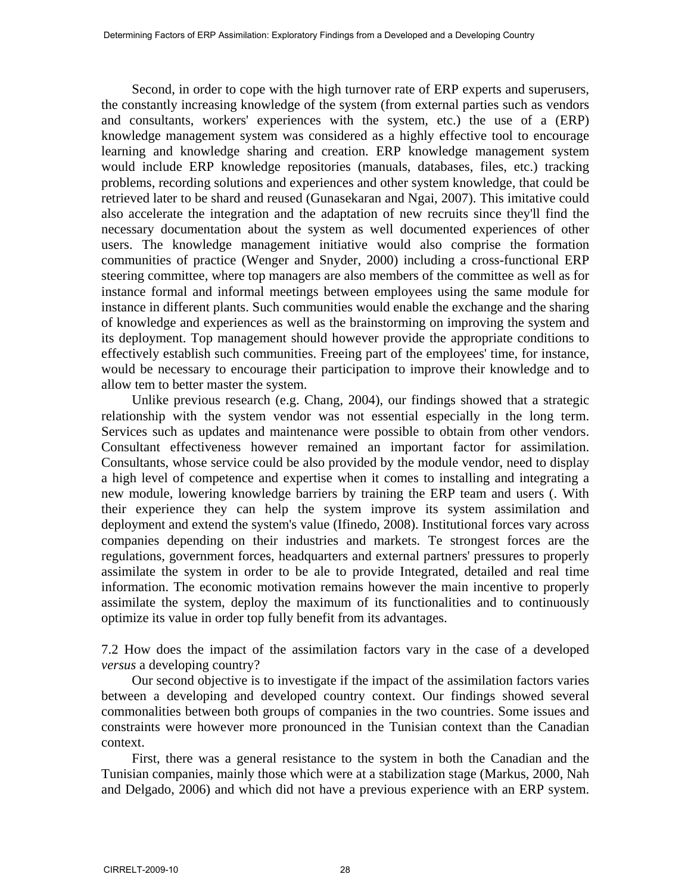Second, in order to cope with the high turnover rate of ERP experts and superusers, the constantly increasing knowledge of the system (from external parties such as vendors and consultants, workers' experiences with the system, etc.) the use of a (ERP) knowledge management system was considered as a highly effective tool to encourage learning and knowledge sharing and creation. ERP knowledge management system would include ERP knowledge repositories (manuals, databases, files, etc.) tracking problems, recording solutions and experiences and other system knowledge, that could be retrieved later to be shard and reused (Gunasekaran and Ngai, 2007). This imitative could also accelerate the integration and the adaptation of new recruits since they'll find the necessary documentation about the system as well documented experiences of other users. The knowledge management initiative would also comprise the formation communities of practice (Wenger and Snyder, 2000) including a cross-functional ERP steering committee, where top managers are also members of the committee as well as for instance formal and informal meetings between employees using the same module for instance in different plants. Such communities would enable the exchange and the sharing of knowledge and experiences as well as the brainstorming on improving the system and its deployment. Top management should however provide the appropriate conditions to effectively establish such communities. Freeing part of the employees' time, for instance, would be necessary to encourage their participation to improve their knowledge and to allow tem to better master the system.

Unlike previous research (e.g. Chang, 2004), our findings showed that a strategic relationship with the system vendor was not essential especially in the long term. Services such as updates and maintenance were possible to obtain from other vendors. Consultant effectiveness however remained an important factor for assimilation. Consultants, whose service could be also provided by the module vendor, need to display a high level of competence and expertise when it comes to installing and integrating a new module, lowering knowledge barriers by training the ERP team and users (. With their experience they can help the system improve its system assimilation and deployment and extend the system's value (Ifinedo, 2008). Institutional forces vary across companies depending on their industries and markets. Te strongest forces are the regulations, government forces, headquarters and external partners' pressures to properly assimilate the system in order to be ale to provide Integrated, detailed and real time information. The economic motivation remains however the main incentive to properly assimilate the system, deploy the maximum of its functionalities and to continuously optimize its value in order top fully benefit from its advantages.

7.2 How does the impact of the assimilation factors vary in the case of a developed *versus* a developing country?

Our second objective is to investigate if the impact of the assimilation factors varies between a developing and developed country context. Our findings showed several commonalities between both groups of companies in the two countries. Some issues and constraints were however more pronounced in the Tunisian context than the Canadian context.

First, there was a general resistance to the system in both the Canadian and the Tunisian companies, mainly those which were at a stabilization stage (Markus, 2000, Nah and Delgado, 2006) and which did not have a previous experience with an ERP system.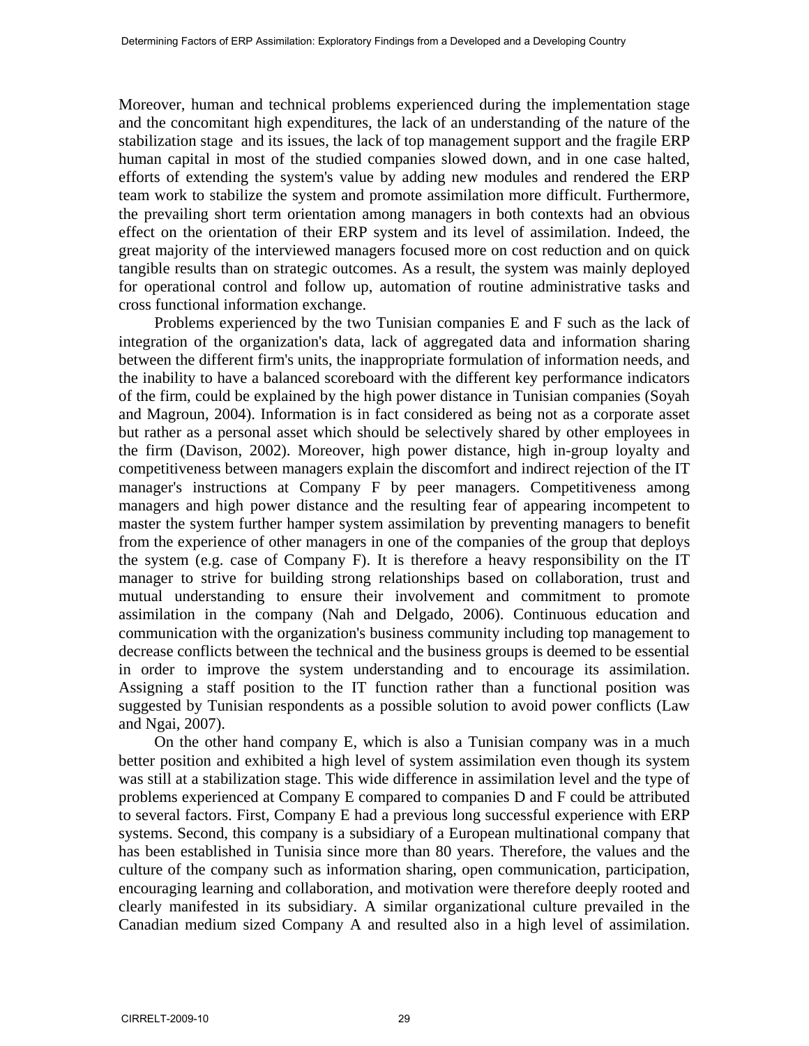Moreover, human and technical problems experienced during the implementation stage and the concomitant high expenditures, the lack of an understanding of the nature of the stabilization stage and its issues, the lack of top management support and the fragile ERP human capital in most of the studied companies slowed down, and in one case halted, efforts of extending the system's value by adding new modules and rendered the ERP team work to stabilize the system and promote assimilation more difficult. Furthermore, the prevailing short term orientation among managers in both contexts had an obvious effect on the orientation of their ERP system and its level of assimilation. Indeed, the great majority of the interviewed managers focused more on cost reduction and on quick tangible results than on strategic outcomes. As a result, the system was mainly deployed for operational control and follow up, automation of routine administrative tasks and cross functional information exchange.

Problems experienced by the two Tunisian companies E and F such as the lack of integration of the organization's data, lack of aggregated data and information sharing between the different firm's units, the inappropriate formulation of information needs, and the inability to have a balanced scoreboard with the different key performance indicators of the firm, could be explained by the high power distance in Tunisian companies (Soyah and Magroun, 2004). Information is in fact considered as being not as a corporate asset but rather as a personal asset which should be selectively shared by other employees in the firm (Davison, 2002). Moreover, high power distance, high in-group loyalty and competitiveness between managers explain the discomfort and indirect rejection of the IT manager's instructions at Company F by peer managers. Competitiveness among managers and high power distance and the resulting fear of appearing incompetent to master the system further hamper system assimilation by preventing managers to benefit from the experience of other managers in one of the companies of the group that deploys the system (e.g. case of Company F). It is therefore a heavy responsibility on the IT manager to strive for building strong relationships based on collaboration, trust and mutual understanding to ensure their involvement and commitment to promote assimilation in the company (Nah and Delgado, 2006). Continuous education and communication with the organization's business community including top management to decrease conflicts between the technical and the business groups is deemed to be essential in order to improve the system understanding and to encourage its assimilation. Assigning a staff position to the IT function rather than a functional position was suggested by Tunisian respondents as a possible solution to avoid power conflicts (Law and Ngai, 2007).

On the other hand company E, which is also a Tunisian company was in a much better position and exhibited a high level of system assimilation even though its system was still at a stabilization stage. This wide difference in assimilation level and the type of problems experienced at Company E compared to companies D and F could be attributed to several factors. First, Company E had a previous long successful experience with ERP systems. Second, this company is a subsidiary of a European multinational company that has been established in Tunisia since more than 80 years. Therefore, the values and the culture of the company such as information sharing, open communication, participation, encouraging learning and collaboration, and motivation were therefore deeply rooted and clearly manifested in its subsidiary. A similar organizational culture prevailed in the Canadian medium sized Company A and resulted also in a high level of assimilation.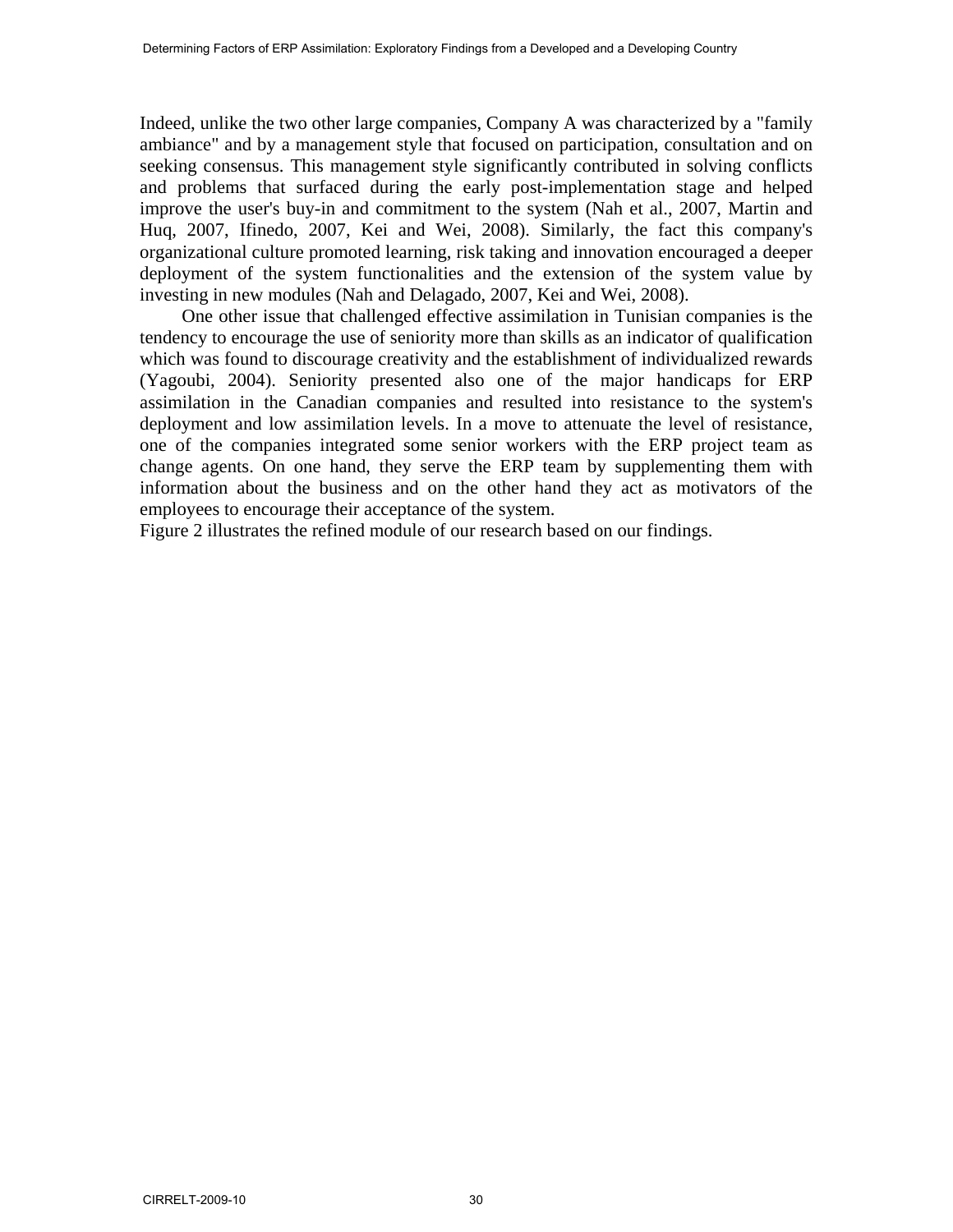Indeed, unlike the two other large companies, Company A was characterized by a "family ambiance" and by a management style that focused on participation, consultation and on seeking consensus. This management style significantly contributed in solving conflicts and problems that surfaced during the early post-implementation stage and helped improve the user's buy-in and commitment to the system (Nah et al., 2007, Martin and Huq, 2007, Ifinedo, 2007, Kei and Wei, 2008). Similarly, the fact this company's organizational culture promoted learning, risk taking and innovation encouraged a deeper deployment of the system functionalities and the extension of the system value by investing in new modules (Nah and Delagado, 2007, Kei and Wei, 2008).

One other issue that challenged effective assimilation in Tunisian companies is the tendency to encourage the use of seniority more than skills as an indicator of qualification which was found to discourage creativity and the establishment of individualized rewards (Yagoubi, 2004). Seniority presented also one of the major handicaps for ERP assimilation in the Canadian companies and resulted into resistance to the system's deployment and low assimilation levels. In a move to attenuate the level of resistance, one of the companies integrated some senior workers with the ERP project team as change agents. On one hand, they serve the ERP team by supplementing them with information about the business and on the other hand they act as motivators of the employees to encourage their acceptance of the system.

Figure 2 illustrates the refined module of our research based on our findings.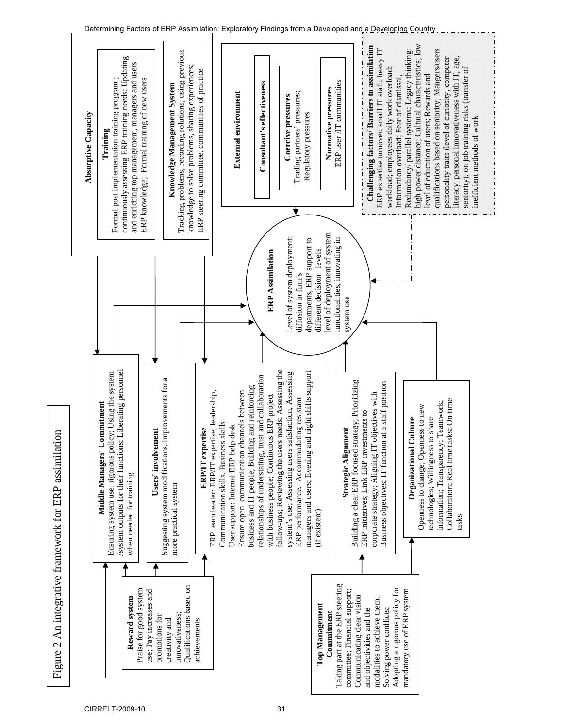Figure 2 An integrative framework for ERP assimilation

**Absorptive Capacity**

**Training**
Formal post implementation training program ; continuously assessing ERP training needs; Updating and enriching top management, managers and users ERP knowledge; Formal training of new users

**Knowledge Management System**
Tracking problems, recording solutions, using previous knowledge to solve problems, sharing experiences; ERP steering committee, communities of practice

**External environment**

**Consultant's effectiveness**

**Coercive pressures**
Trading partners' pressures; Regulatory pressures

**Normative pressures**
ERP user /IT communities

**Challenging factors/ Barriers to assimilation**
ERP expertise turnover; small IT staff; heavy IT workload; employees daily work overload; Information overload; Fear of dismissal, Redundancy/ parallel systems; Legacy thinking; high power distance; Cultural characteristics; low level of education of users; Rewards and qualifications based on seniority; Mangers/users personality traits (level of curiosity, computer literacy, personal innovativeness with IT, age, seniority), on job training risks (transfer of inefficient methods of work

**ERP Assimilation**
Level of system deployment: diffusion in firm's departments, ERP support to different decision levels, level of deployment of system functionalities, innovating in system use

**Middle Managers' Commitment**
Ensuring system use: rigorous policy; Using the system /system outputs for their functions; Liberating personnel when needed for training

**Users' involvement**
Suggesting system modifications, improvements for a more practical system

**ERP/IT expertise**
ERP team leader: ERP/IT expertise, leadership, Communication skills, Business skills
User support: Internal ERP help desk
Ensure open communication channels between business and IT people; Building and reinforcing relationships of understating, trust and collaboration with business people; Continuous ERP project follow-ups; Reviewing the users needs; Assessing the system's use; Assessing users satisfaction, Assessing ERP performance, Accommodating resistant managers and users; Evening and night shifts support (if existent)

**Strategic Alignment**
Building a clear ERP focused strategy; Prioritizing ERP initiatives; Link ERP investments to corporate strategy; Aligning IT objectives with Business objectives; IT function at a staff position

**Organizational Culture**
Openness to change; Openness to new technologies; Willingness to share information; Transparency; Teamwork; Collaboration; Real time tasks; On-time tasks

**Reward system**
Praise for good system use; Pay increases and promotions for creativity and innovativeness; Qualifications based on achievements

**Top Management Commitment**
Taking part at the ERP steering committee; Financial support; Communicating clear vision and objectivities and the modalities to achieve them.; Solving power conflicts; Adopting a rigorous policy for mandatory use of ERP system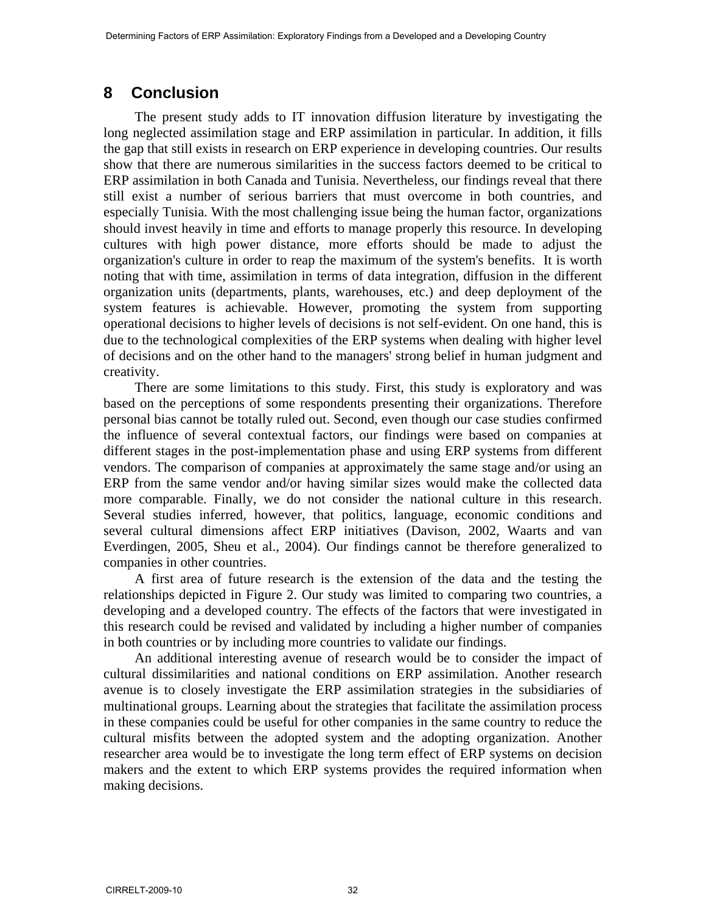## 8 Conclusion

The present study adds to IT innovation diffusion literature by investigating the long neglected assimilation stage and ERP assimilation in particular. In addition, it fills the gap that still exists in research on ERP experience in developing countries. Our results show that there are numerous similarities in the success factors deemed to be critical to ERP assimilation in both Canada and Tunisia. Nevertheless, our findings reveal that there still exist a number of serious barriers that must overcome in both countries, and especially Tunisia. With the most challenging issue being the human factor, organizations should invest heavily in time and efforts to manage properly this resource. In developing cultures with high power distance, more efforts should be made to adjust the organization's culture in order to reap the maximum of the system's benefits. It is worth noting that with time, assimilation in terms of data integration, diffusion in the different organization units (departments, plants, warehouses, etc.) and deep deployment of the system features is achievable. However, promoting the system from supporting operational decisions to higher levels of decisions is not self-evident. On one hand, this is due to the technological complexities of the ERP systems when dealing with higher level of decisions and on the other hand to the managers' strong belief in human judgment and creativity.

There are some limitations to this study. First, this study is exploratory and was based on the perceptions of some respondents presenting their organizations. Therefore personal bias cannot be totally ruled out. Second, even though our case studies confirmed the influence of several contextual factors, our findings were based on companies at different stages in the post-implementation phase and using ERP systems from different vendors. The comparison of companies at approximately the same stage and/or using an ERP from the same vendor and/or having similar sizes would make the collected data more comparable. Finally, we do not consider the national culture in this research. Several studies inferred, however, that politics, language, economic conditions and several cultural dimensions affect ERP initiatives (Davison, 2002, Waarts and van Everdingen, 2005, Sheu et al., 2004). Our findings cannot be therefore generalized to companies in other countries.

A first area of future research is the extension of the data and the testing the relationships depicted in Figure 2. Our study was limited to comparing two countries, a developing and a developed country. The effects of the factors that were investigated in this research could be revised and validated by including a higher number of companies in both countries or by including more countries to validate our findings.

An additional interesting avenue of research would be to consider the impact of cultural dissimilarities and national conditions on ERP assimilation. Another research avenue is to closely investigate the ERP assimilation strategies in the subsidiaries of multinational groups. Learning about the strategies that facilitate the assimilation process in these companies could be useful for other companies in the same country to reduce the cultural misfits between the adopted system and the adopting organization. Another researcher area would be to investigate the long term effect of ERP systems on decision makers and the extent to which ERP systems provides the required information when making decisions.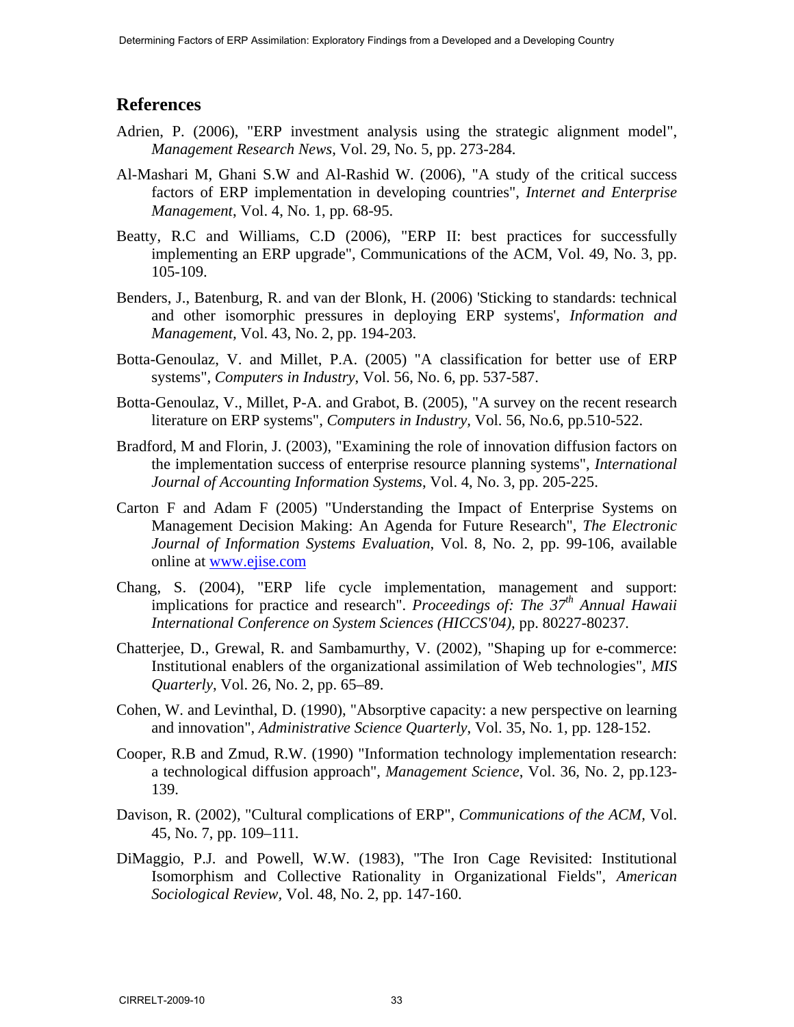## References

Adrien, P. (2006), "ERP investment analysis using the strategic alignment model", *Management Research News*, Vol. 29, No. 5, pp. 273-284.

Al-Mashari M, Ghani S.W and Al-Rashid W. (2006), "A study of the critical success factors of ERP implementation in developing countries", *Internet and Enterprise Management*, Vol. 4, No. 1, pp. 68-95.

Beatty, R.C and Williams, C.D (2006), "ERP II: best practices for successfully implementing an ERP upgrade", Communications of the ACM, Vol. 49, No. 3, pp. 105-109.

Benders, J., Batenburg, R. and van der Blonk, H. (2006) 'Sticking to standards: technical and other isomorphic pressures in deploying ERP systems', *Information and Management*, Vol. 43, No. 2, pp. 194-203.

Botta-Genoulaz, V. and Millet, P.A. (2005) "A classification for better use of ERP systems", *Computers in Industry*, Vol. 56, No. 6, pp. 537-587.

Botta-Genoulaz, V., Millet, P-A. and Grabot, B. (2005), "A survey on the recent research literature on ERP systems", *Computers in Industry*, Vol. 56, No.6, pp.510-522.

Bradford, M and Florin, J. (2003), "Examining the role of innovation diffusion factors on the implementation success of enterprise resource planning systems", *International Journal of Accounting Information Systems*, Vol. 4, No. 3, pp. 205-225.

Carton F and Adam F (2005) "Understanding the Impact of Enterprise Systems on Management Decision Making: An Agenda for Future Research", *The Electronic Journal of Information Systems Evaluation*, Vol. 8, No. 2, pp. 99-106, available online at www.ejise.com

Chang, S. (2004), "ERP life cycle implementation, management and support: implications for practice and research". *Proceedings of: The 37th Annual Hawaii International Conference on System Sciences (HICCS'04)*, pp. 80227-80237.

Chatterjee, D., Grewal, R. and Sambamurthy, V. (2002), "Shaping up for e-commerce: Institutional enablers of the organizational assimilation of Web technologies", *MIS Quarterly*, Vol. 26, No. 2, pp. 65–89.

Cohen, W. and Levinthal, D. (1990), "Absorptive capacity: a new perspective on learning and innovation", *Administrative Science Quarterly*, Vol. 35, No. 1, pp. 128-152.

Cooper, R.B and Zmud, R.W. (1990) "Information technology implementation research: a technological diffusion approach", *Management Science*, Vol. 36, No. 2, pp.123-139.

Davison, R. (2002), "Cultural complications of ERP", *Communications of the ACM*, Vol. 45, No. 7, pp. 109–111.

DiMaggio, P.J. and Powell, W.W. (1983), "The Iron Cage Revisited: Institutional Isomorphism and Collective Rationality in Organizational Fields", *American Sociological Review*, Vol. 48, No. 2, pp. 147-160.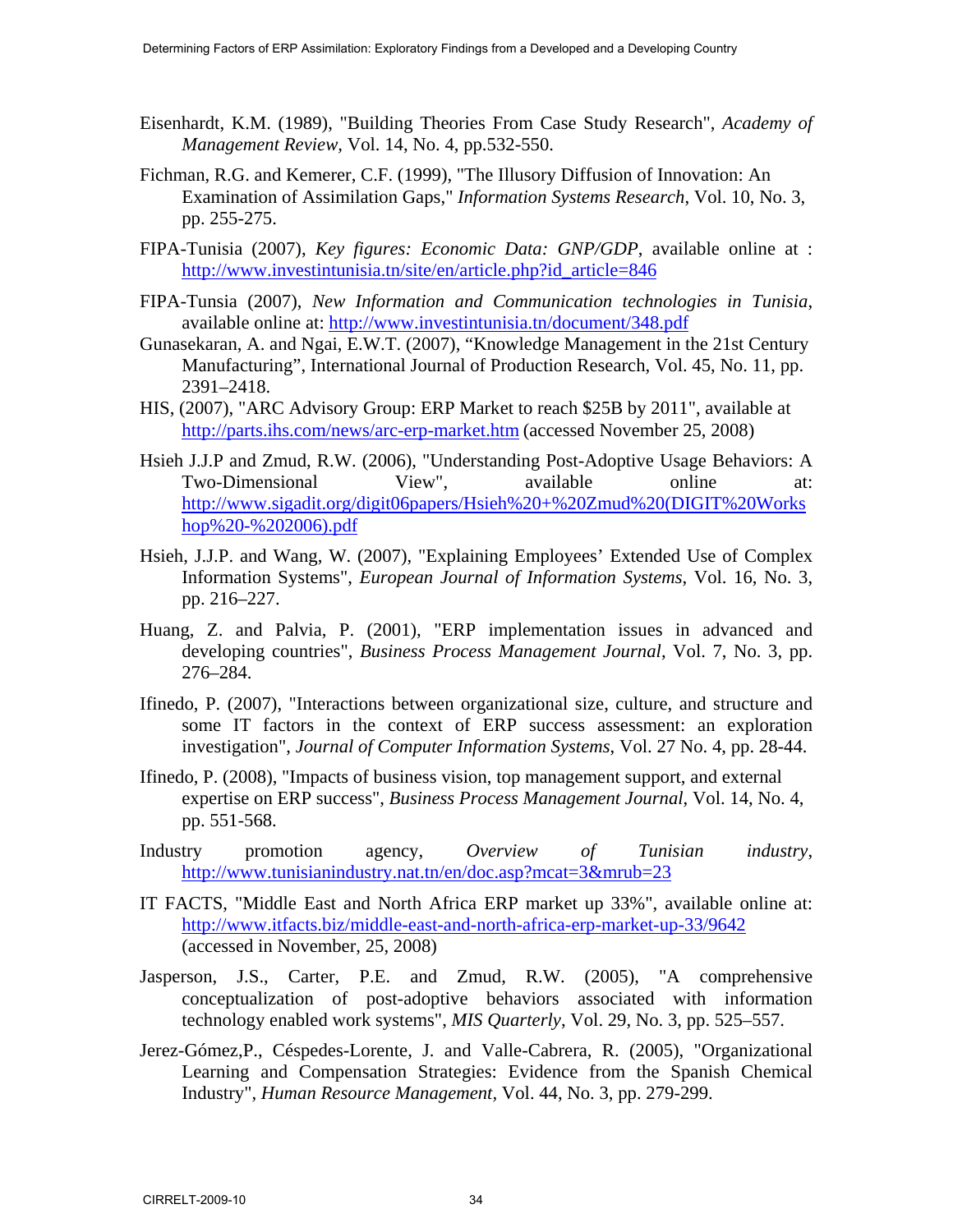Eisenhardt, K.M. (1989), "Building Theories From Case Study Research", *Academy of Management Review*, Vol. 14, No. 4, pp.532-550.

Fichman, R.G. and Kemerer, C.F. (1999), "The Illusory Diffusion of Innovation: An Examination of Assimilation Gaps," *Information Systems Research*, Vol. 10, No. 3, pp. 255-275.

FIPA-Tunisia (2007), *Key figures: Economic Data: GNP/GDP*, available online at : http://www.investintunisia.tn/site/en/article.php?id_article=846

FIPA-Tunsia (2007), *New Information and Communication technologies in Tunisia*, available online at: http://www.investintunisia.tn/document/348.pdf

Gunasekaran, A. and Ngai, E.W.T. (2007), "Knowledge Management in the 21st Century Manufacturing", International Journal of Production Research, Vol. 45, No. 11, pp. 2391–2418.

HIS, (2007), "ARC Advisory Group: ERP Market to reach $25B by 2011", available at http://parts.ihs.com/news/arc-erp-market.htm (accessed November 25, 2008)

Hsieh J.J.P and Zmud, R.W. (2006), "Understanding Post-Adoptive Usage Behaviors: A Two-Dimensional View", available online at: http://www.sigadit.org/digit06papers/Hsieh%20+%20Zmud%20(DIGIT%20Workshop%20-%202006).pdf

Hsieh, J.J.P. and Wang, W. (2007), "Explaining Employees' Extended Use of Complex Information Systems", *European Journal of Information Systems*, Vol. 16, No. 3, pp. 216–227.

Huang, Z. and Palvia, P. (2001), "ERP implementation issues in advanced and developing countries", *Business Process Management Journal*, Vol. 7, No. 3, pp. 276–284.

Ifinedo, P. (2007), "Interactions between organizational size, culture, and structure and some IT factors in the context of ERP success assessment: an exploration investigation", *Journal of Computer Information Systems*, Vol. 27 No. 4, pp. 28-44.

Ifinedo, P. (2008), "Impacts of business vision, top management support, and external expertise on ERP success", *Business Process Management Journal*, Vol. 14, No. 4, pp. 551-568.

Industry promotion agency, *Overview of Tunisian industry*, http://www.tunisianindustry.nat.tn/en/doc.asp?mcat=3&mrub=23

IT FACTS, "Middle East and North Africa ERP market up 33%", available online at: http://www.itfacts.biz/middle-east-and-north-africa-erp-market-up-33/9642 (accessed in November, 25, 2008)

Jasperson, J.S., Carter, P.E. and Zmud, R.W. (2005), "A comprehensive conceptualization of post-adoptive behaviors associated with information technology enabled work systems", *MIS Quarterly*, Vol. 29, No. 3, pp. 525–557.

Jerez-Gómez,P., Céspedes-Lorente, J. and Valle-Cabrera, R. (2005), "Organizational Learning and Compensation Strategies: Evidence from the Spanish Chemical Industry", *Human Resource Management*, Vol. 44, No. 3, pp. 279-299.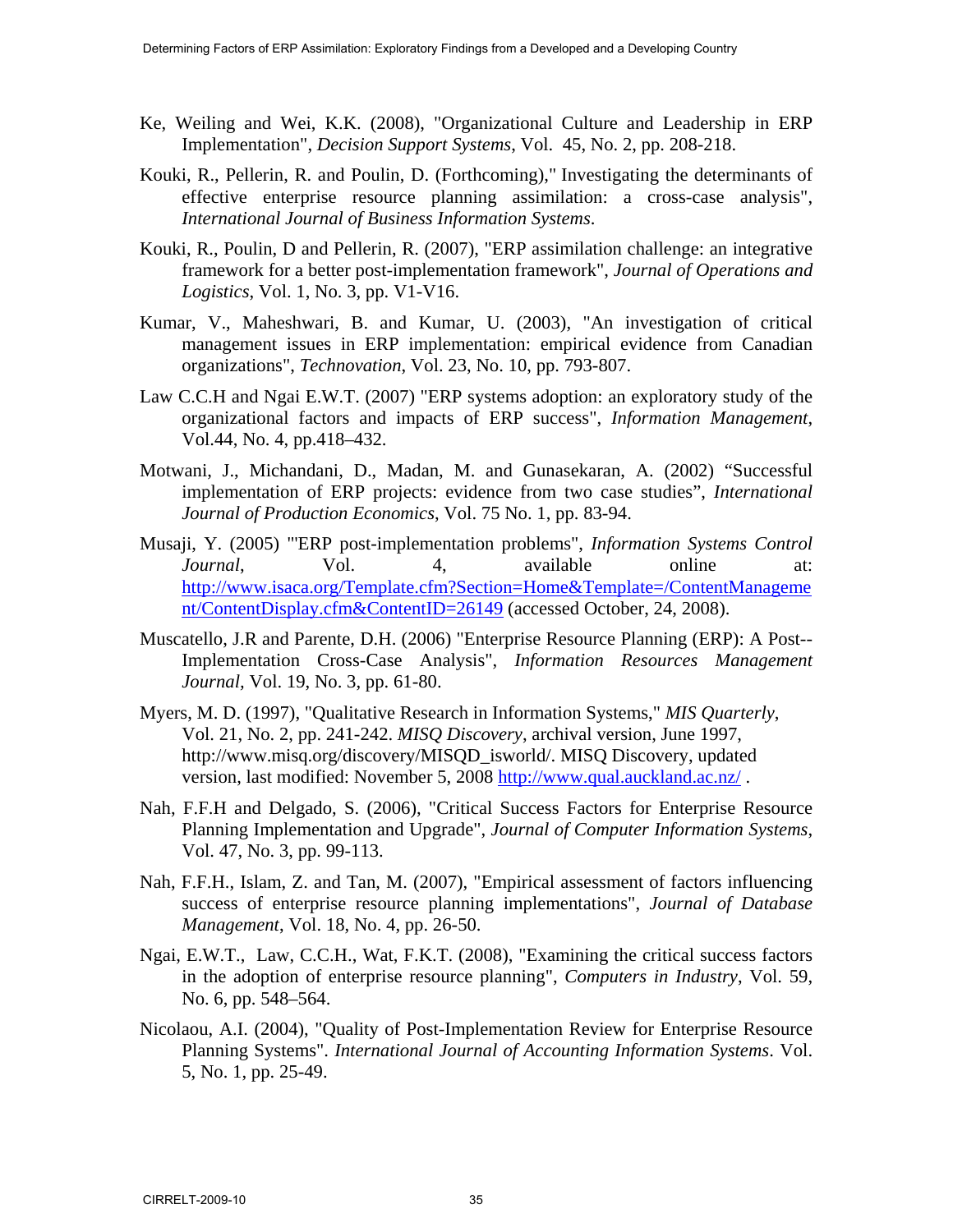Ke, Weiling and Wei, K.K. (2008), "Organizational Culture and Leadership in ERP Implementation", *Decision Support Systems*, Vol. 45, No. 2, pp. 208-218.

Kouki, R., Pellerin, R. and Poulin, D. (Forthcoming)," Investigating the determinants of effective enterprise resource planning assimilation: a cross-case analysis", *International Journal of Business Information Systems*.

Kouki, R., Poulin, D and Pellerin, R. (2007), "ERP assimilation challenge: an integrative framework for a better post-implementation framework", *Journal of Operations and Logistics*, Vol. 1, No. 3, pp. V1-V16.

Kumar, V., Maheshwari, B. and Kumar, U. (2003), "An investigation of critical management issues in ERP implementation: empirical evidence from Canadian organizations", *Technovation*, Vol. 23, No. 10, pp. 793-807.

Law C.C.H and Ngai E.W.T. (2007) "ERP systems adoption: an exploratory study of the organizational factors and impacts of ERP success", *Information Management*, Vol.44, No. 4, pp.418–432.

Motwani, J., Michandani, D., Madan, M. and Gunasekaran, A. (2002) "Successful implementation of ERP projects: evidence from two case studies", *International Journal of Production Economics*, Vol. 75 No. 1, pp. 83-94.

Musaji, Y. (2005) "'ERP post-implementation problems", *Information Systems Control Journal*, Vol. 4, available online at: http://www.isaca.org/Template.cfm?Section=Home&Template=/ContentManagement/ContentDisplay.cfm&ContentID=26149 (accessed October, 24, 2008).

Muscatello, J.R and Parente, D.H. (2006) "Enterprise Resource Planning (ERP): A Post--Implementation Cross-Case Analysis", *Information Resources Management Journal*, Vol. 19, No. 3, pp. 61-80.

Myers, M. D. (1997), "Qualitative Research in Information Systems," *MIS Quarterly*, Vol. 21, No. 2, pp. 241-242. *MISQ Discovery*, archival version, June 1997, http://www.misq.org/discovery/MISQD_isworld/. MISQ Discovery, updated version, last modified: November 5, 2008 http://www.qual.auckland.ac.nz/ .

Nah, F.F.H and Delgado, S. (2006), "Critical Success Factors for Enterprise Resource Planning Implementation and Upgrade", *Journal of Computer Information Systems*, Vol. 47, No. 3, pp. 99-113.

Nah, F.F.H., Islam, Z. and Tan, M. (2007), "Empirical assessment of factors influencing success of enterprise resource planning implementations", *Journal of Database Management*, Vol. 18, No. 4, pp. 26-50.

Ngai, E.W.T., Law, C.C.H., Wat, F.K.T. (2008), "Examining the critical success factors in the adoption of enterprise resource planning", *Computers in Industry*, Vol. 59, No. 6, pp. 548–564.

Nicolaou, A.I. (2004), "Quality of Post-Implementation Review for Enterprise Resource Planning Systems". *International Journal of Accounting Information Systems*. Vol. 5, No. 1, pp. 25-49.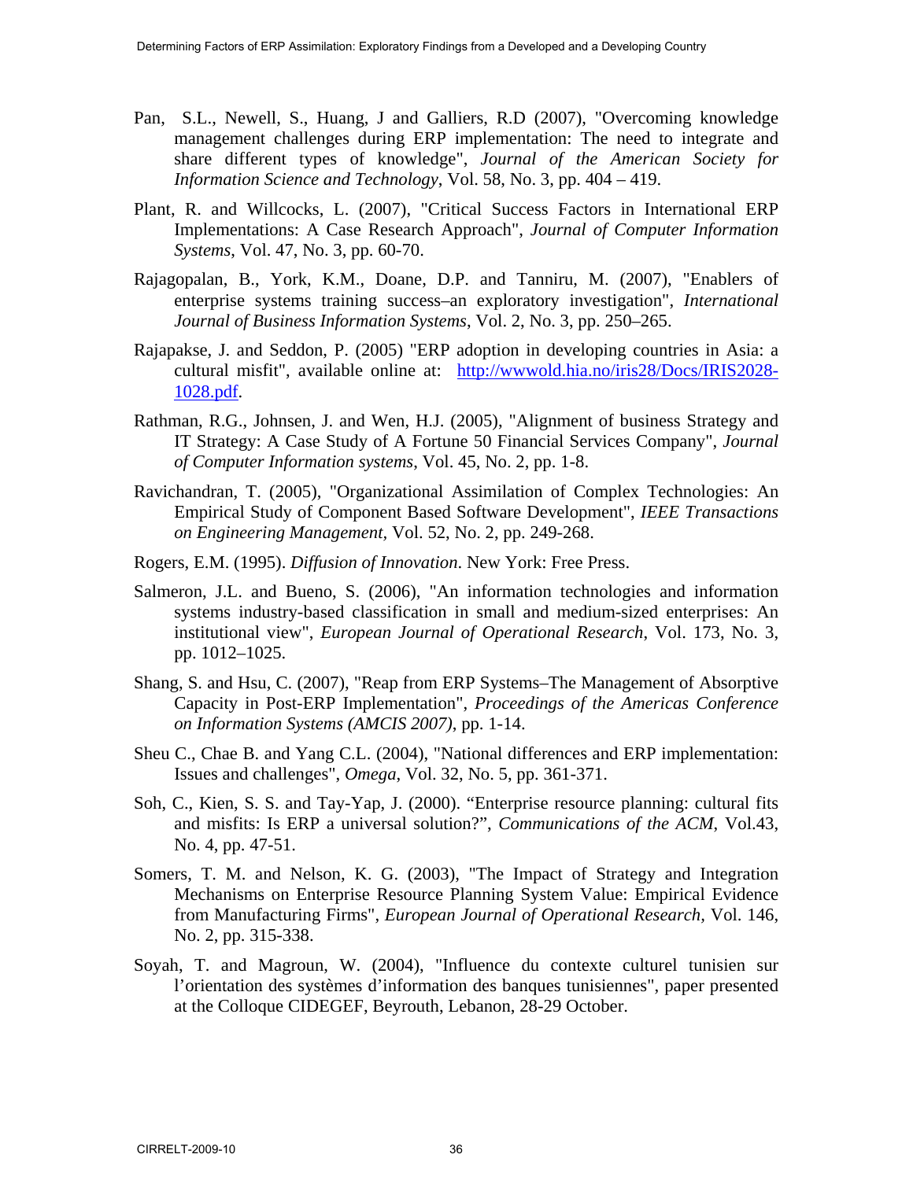Pan, S.L., Newell, S., Huang, J and Galliers, R.D (2007), "Overcoming knowledge management challenges during ERP implementation: The need to integrate and share different types of knowledge", *Journal of the American Society for Information Science and Technology*, Vol. 58, No. 3, pp. 404 – 419.

Plant, R. and Willcocks, L. (2007), "Critical Success Factors in International ERP Implementations: A Case Research Approach", *Journal of Computer Information Systems*, Vol. 47, No. 3, pp. 60-70.

Rajagopalan, B., York, K.M., Doane, D.P. and Tanniru, M. (2007), "Enablers of enterprise systems training success–an exploratory investigation", *International Journal of Business Information Systems*, Vol. 2, No. 3, pp. 250–265.

Rajapakse, J. and Seddon, P. (2005) "ERP adoption in developing countries in Asia: a cultural misfit", available online at: [http://wwwold.hia.no/iris28/Docs/IRIS2028-1028.pdf](http://wwwold.hia.no/iris28/Docs/IRIS2028-1028.pdf).

Rathman, R.G., Johnsen, J. and Wen, H.J. (2005), "Alignment of business Strategy and IT Strategy: A Case Study of A Fortune 50 Financial Services Company", *Journal of Computer Information systems*, Vol. 45, No. 2, pp. 1-8.

Ravichandran, T. (2005), "Organizational Assimilation of Complex Technologies: An Empirical Study of Component Based Software Development", *IEEE Transactions on Engineering Management*, Vol. 52, No. 2, pp. 249-268.

Rogers, E.M. (1995). *Diffusion of Innovation*. New York: Free Press.

Salmeron, J.L. and Bueno, S. (2006), "An information technologies and information systems industry-based classification in small and medium-sized enterprises: An institutional view", *European Journal of Operational Research*, Vol. 173, No. 3, pp. 1012–1025.

Shang, S. and Hsu, C. (2007), "Reap from ERP Systems–The Management of Absorptive Capacity in Post-ERP Implementation", *Proceedings of the Americas Conference on Information Systems (AMCIS 2007)*, pp. 1-14.

Sheu C., Chae B. and Yang C.L. (2004), "National differences and ERP implementation: Issues and challenges", *Omega*, Vol. 32, No. 5, pp. 361-371.

Soh, C., Kien, S. S. and Tay-Yap, J. (2000). "Enterprise resource planning: cultural fits and misfits: Is ERP a universal solution?", *Communications of the ACM*, Vol.43, No. 4, pp. 47-51.

Somers, T. M. and Nelson, K. G. (2003), "The Impact of Strategy and Integration Mechanisms on Enterprise Resource Planning System Value: Empirical Evidence from Manufacturing Firms", *European Journal of Operational Research*, Vol. 146, No. 2, pp. 315-338.

Soyah, T. and Magroun, W. (2004), "Influence du contexte culturel tunisien sur l'orientation des systèmes d'information des banques tunisiennes", paper presented at the Colloque CIDEGEF, Beyrouth, Lebanon, 28-29 October.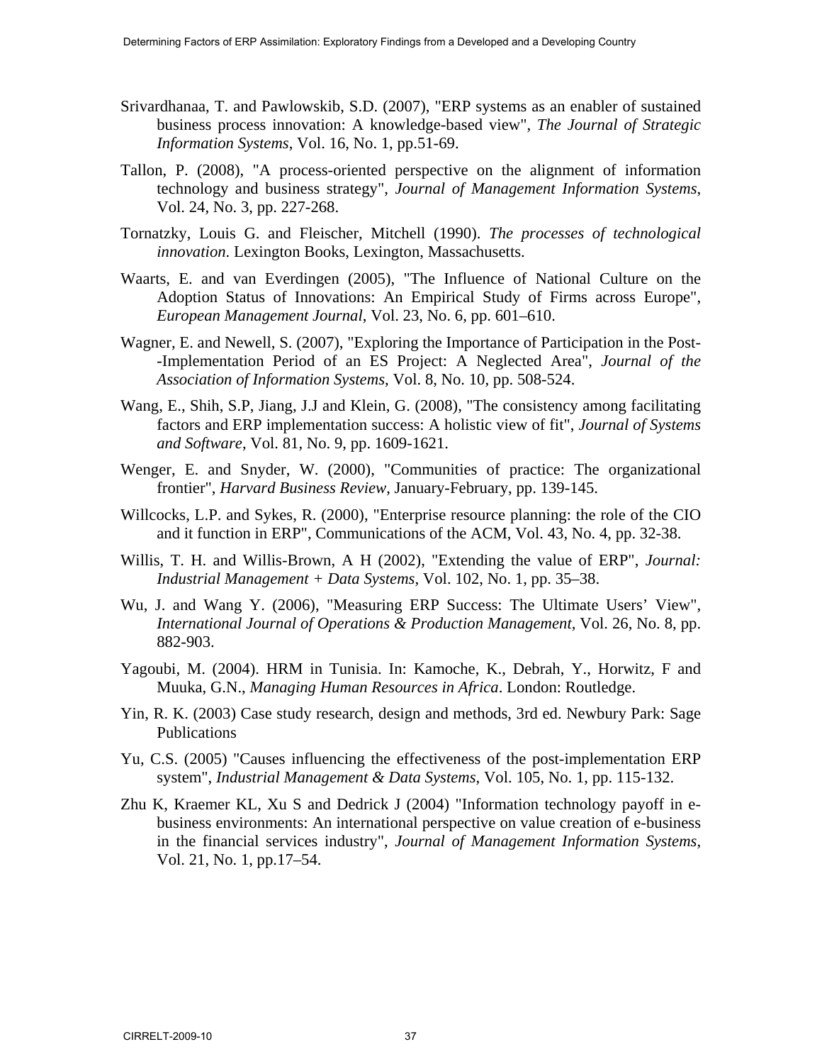Srivardhanaa, T. and Pawlowskib, S.D. (2007), "ERP systems as an enabler of sustained business process innovation: A knowledge-based view", *The Journal of Strategic Information Systems*, Vol. 16, No. 1, pp.51-69.

Tallon, P. (2008), "A process-oriented perspective on the alignment of information technology and business strategy", *Journal of Management Information Systems*, Vol. 24, No. 3, pp. 227-268.

Tornatzky, Louis G. and Fleischer, Mitchell (1990). *The processes of technological innovation*. Lexington Books, Lexington, Massachusetts.

Waarts, E. and van Everdingen (2005), "The Influence of National Culture on the Adoption Status of Innovations: An Empirical Study of Firms across Europe", *European Management Journal*, Vol. 23, No. 6, pp. 601–610.

Wagner, E. and Newell, S. (2007), "Exploring the Importance of Participation in the Post--Implementation Period of an ES Project: A Neglected Area", *Journal of the Association of Information Systems*, Vol. 8, No. 10, pp. 508-524.

Wang, E., Shih, S.P, Jiang, J.J and Klein, G. (2008), "The consistency among facilitating factors and ERP implementation success: A holistic view of fit", *Journal of Systems and Software*, Vol. 81, No. 9, pp. 1609-1621.

Wenger, E. and Snyder, W. (2000), "Communities of practice: The organizational frontier", *Harvard Business Review*, January-February, pp. 139-145.

Willcocks, L.P. and Sykes, R. (2000), "Enterprise resource planning: the role of the CIO and it function in ERP", Communications of the ACM, Vol. 43, No. 4, pp. 32-38.

Willis, T. H. and Willis-Brown, A H (2002), "Extending the value of ERP", *Journal: Industrial Management + Data Systems*, Vol. 102, No. 1, pp. 35–38.

Wu, J. and Wang Y. (2006), "Measuring ERP Success: The Ultimate Users' View", *International Journal of Operations & Production Management*, Vol. 26, No. 8, pp. 882-903.

Yagoubi, M. (2004). HRM in Tunisia. In: Kamoche, K., Debrah, Y., Horwitz, F and Muuka, G.N., *Managing Human Resources in Africa*. London: Routledge.

Yin, R. K. (2003) Case study research, design and methods, 3rd ed. Newbury Park: Sage Publications

Yu, C.S. (2005) "Causes influencing the effectiveness of the post-implementation ERP system", *Industrial Management & Data Systems*, Vol. 105, No. 1, pp. 115-132.

Zhu K, Kraemer KL, Xu S and Dedrick J (2004) "Information technology payoff in e-business environments: An international perspective on value creation of e-business in the financial services industry", *Journal of Management Information Systems*, Vol. 21, No. 1, pp.17–54.